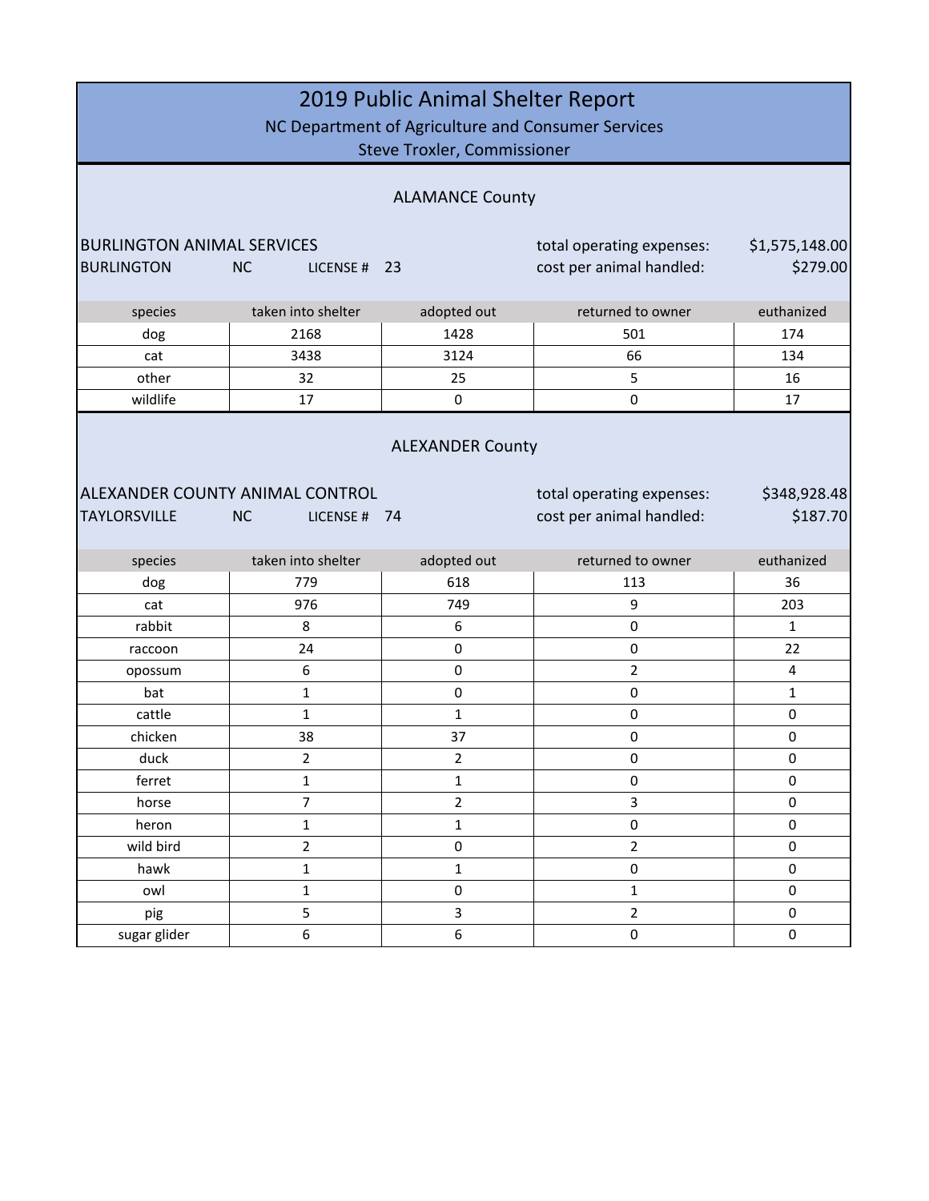# 2019 Public Animal Shelter Report

NC Department of Agriculture and Consumer Services
Steve Troxler, Commissioner

## ALAMANCE County

**BURLINGTON ANIMAL SERVICES**
BURLINGTON NC LICENSE # 23

total operating expenses: $1,575,148.00
cost per animal handled: $279.00

| species | taken into shelter | adopted out | returned to owner | euthanized |
|---|---|---|---|---|
| dog | 2168 | 1428 | 501 | 174 |
| cat | 3438 | 3124 | 66 | 134 |
| other | 32 | 25 | 5 | 16 |
| wildlife | 17 | 0 | 0 | 17 |

## ALEXANDER County

**ALEXANDER COUNTY ANIMAL CONTROL**
TAYLORSVILLE NC LICENSE # 74

total operating expenses: $348,928.48
cost per animal handled: $187.70

| species | taken into shelter | adopted out | returned to owner | euthanized |
|---|---|---|---|---|
| dog | 779 | 618 | 113 | 36 |
| cat | 976 | 749 | 9 | 203 |
| rabbit | 8 | 6 | 0 | 1 |
| raccoon | 24 | 0 | 0 | 22 |
| opossum | 6 | 0 | 2 | 4 |
| bat | 1 | 0 | 0 | 1 |
| cattle | 1 | 1 | 0 | 0 |
| chicken | 38 | 37 | 0 | 0 |
| duck | 2 | 2 | 0 | 0 |
| ferret | 1 | 1 | 0 | 0 |
| horse | 7 | 2 | 3 | 0 |
| heron | 1 | 1 | 0 | 0 |
| wild bird | 2 | 0 | 2 | 0 |
| hawk | 1 | 1 | 0 | 0 |
| owl | 1 | 0 | 1 | 0 |
| pig | 5 | 3 | 2 | 0 |
| sugar glider | 6 | 6 | 0 | 0 |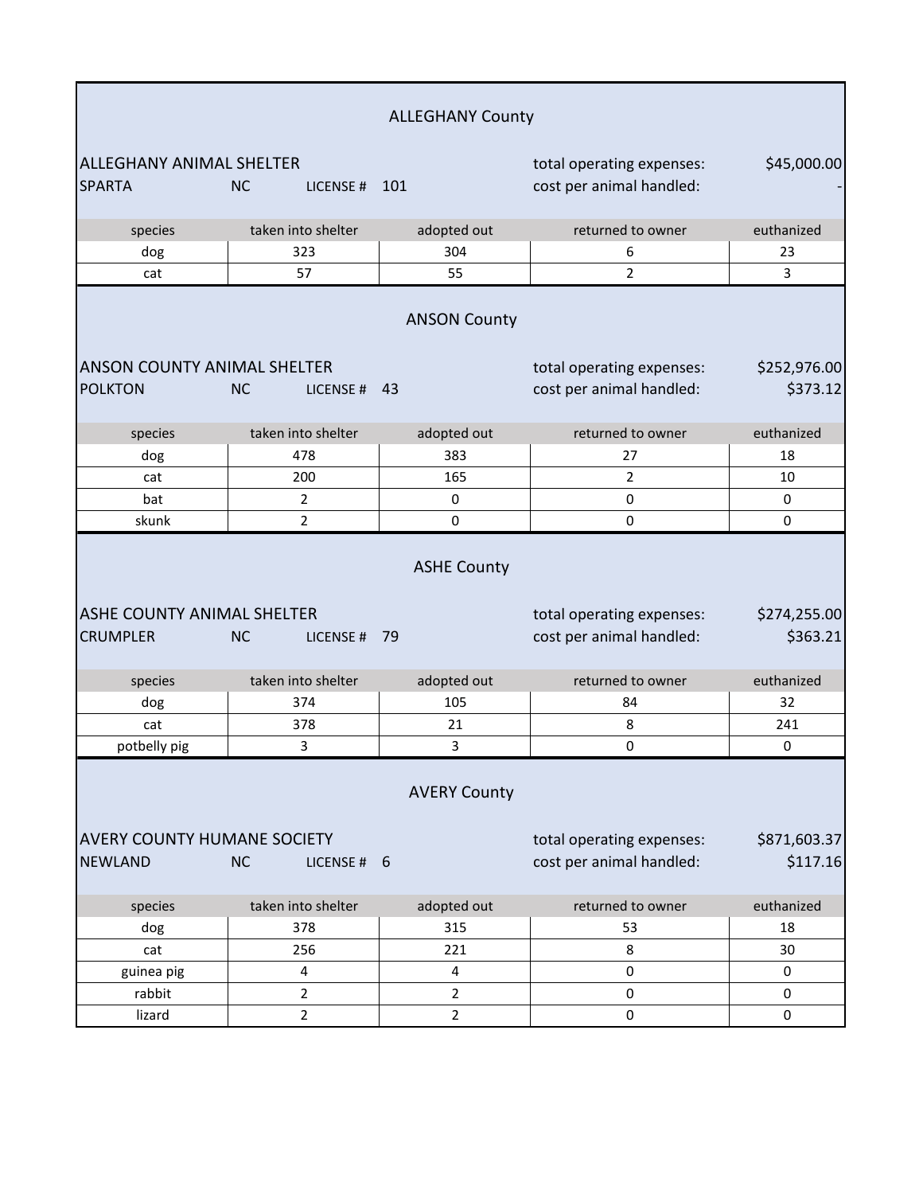## ALLEGHANY County

ALLEGHANY ANIMAL SHELTER
SPARTA NC LICENSE # 101

total operating expenses: $45,000.00
cost per animal handled: -

| species | taken into shelter | adopted out | returned to owner | euthanized |
|---|---|---|---|---|
| dog | 323 | 304 | 6 | 23 |
| cat | 57 | 55 | 2 | 3 |

## ANSON County

ANSON COUNTY ANIMAL SHELTER
POLKTON NC LICENSE # 43

total operating expenses: $252,976.00
cost per animal handled: $373.12

| species | taken into shelter | adopted out | returned to owner | euthanized |
|---|---|---|---|---|
| dog | 478 | 383 | 27 | 18 |
| cat | 200 | 165 | 2 | 10 |
| bat | 2 | 0 | 0 | 0 |
| skunk | 2 | 0 | 0 | 0 |

## ASHE County

ASHE COUNTY ANIMAL SHELTER
CRUMPLER NC LICENSE # 79

total operating expenses: $274,255.00
cost per animal handled: $363.21

| species | taken into shelter | adopted out | returned to owner | euthanized |
|---|---|---|---|---|
| dog | 374 | 105 | 84 | 32 |
| cat | 378 | 21 | 8 | 241 |
| potbelly pig | 3 | 3 | 0 | 0 |

## AVERY County

AVERY COUNTY HUMANE SOCIETY
NEWLAND NC LICENSE # 6

total operating expenses: $871,603.37
cost per animal handled: $117.16

| species | taken into shelter | adopted out | returned to owner | euthanized |
|---|---|---|---|---|
| dog | 378 | 315 | 53 | 18 |
| cat | 256 | 221 | 8 | 30 |
| guinea pig | 4 | 4 | 0 | 0 |
| rabbit | 2 | 2 | 0 | 0 |
| lizard | 2 | 2 | 0 | 0 |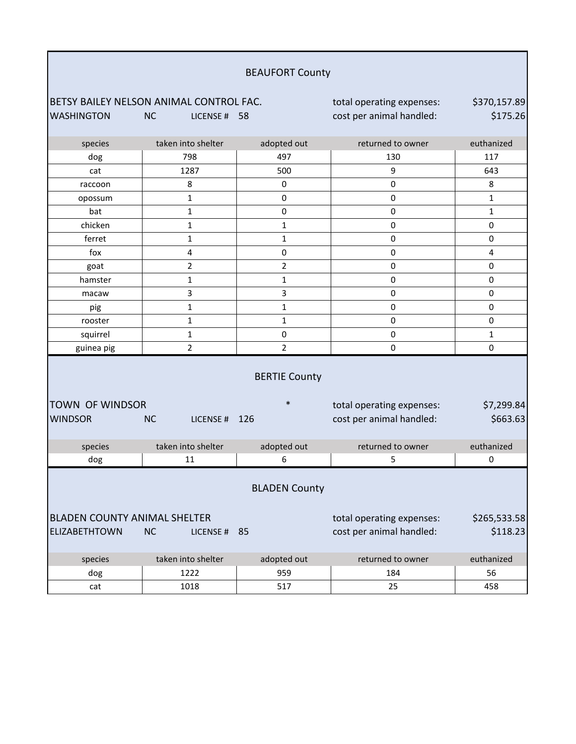## BEAUFORT County

BETSY BAILEY NELSON ANIMAL CONTROL FAC.
WASHINGTON NC LICENSE # 58

total operating expenses: $370,157.89
cost per animal handled: $175.26

| species | taken into shelter | adopted out | returned to owner | euthanized |
|---|---|---|---|---|
| dog | 798 | 497 | 130 | 117 |
| cat | 1287 | 500 | 9 | 643 |
| raccoon | 8 | 0 | 0 | 8 |
| opossum | 1 | 0 | 0 | 1 |
| bat | 1 | 0 | 0 | 1 |
| chicken | 1 | 1 | 0 | 0 |
| ferret | 1 | 1 | 0 | 0 |
| fox | 4 | 0 | 0 | 4 |
| goat | 2 | 2 | 0 | 0 |
| hamster | 1 | 1 | 0 | 0 |
| macaw | 3 | 3 | 0 | 0 |
| pig | 1 | 1 | 0 | 0 |
| rooster | 1 | 1 | 0 | 0 |
| squirrel | 1 | 0 | 0 | 1 |
| guinea pig | 2 | 2 | 0 | 0 |

## BERTIE County

TOWN OF WINDSOR *
WINDSOR NC LICENSE # 126

total operating expenses: $7,299.84
cost per animal handled: $663.63

| species | taken into shelter | adopted out | returned to owner | euthanized |
|---|---|---|---|---|
| dog | 11 | 6 | 5 | 0 |

## BLADEN County

BLADEN COUNTY ANIMAL SHELTER
ELIZABETHTOWN NC LICENSE # 85

total operating expenses: $265,533.58
cost per animal handled: $118.23

| species | taken into shelter | adopted out | returned to owner | euthanized |
|---|---|---|---|---|
| dog | 1222 | 959 | 184 | 56 |
| cat | 1018 | 517 | 25 | 458 |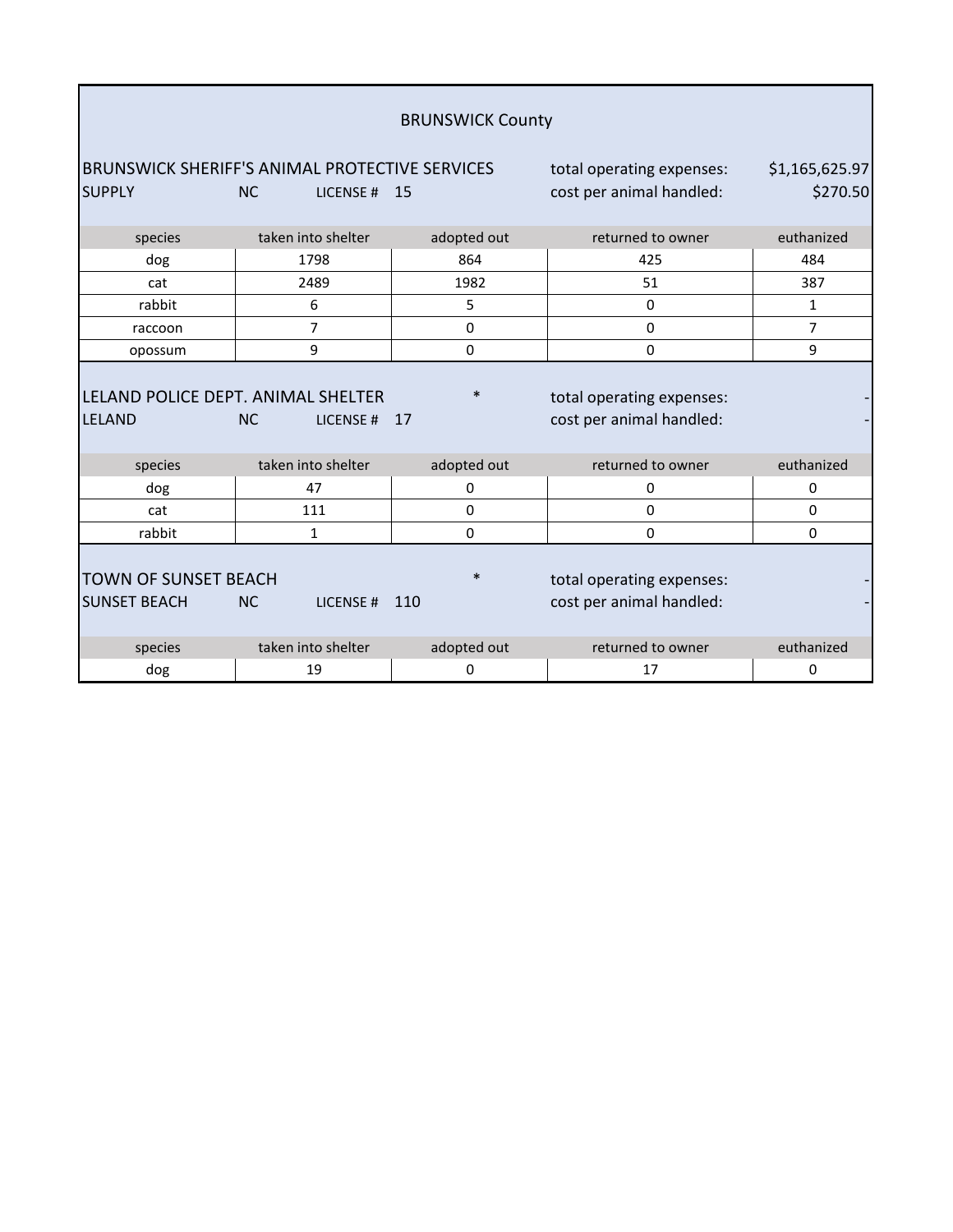# BRUNSWICK County

## BRUNSWICK SHERIFF'S ANIMAL PROTECTIVE SERVICES

SUPPLY NC LICENSE # 15

total operating expenses: $1,165,625.97
cost per animal handled: $270.50

| species | taken into shelter | adopted out | returned to owner | euthanized |
|---|---|---|---|---|
| dog | 1798 | 864 | 425 | 484 |
| cat | 2489 | 1982 | 51 | 387 |
| rabbit | 6 | 5 | 0 | 1 |
| raccoon | 7 | 0 | 0 | 7 |
| opossum | 9 | 0 | 0 | 9 |

## LELAND POLICE DEPT. ANIMAL SHELTER *

LELAND NC LICENSE # 17

total operating expenses: -
cost per animal handled: -

| species | taken into shelter | adopted out | returned to owner | euthanized |
|---|---|---|---|---|
| dog | 47 | 0 | 0 | 0 |
| cat | 111 | 0 | 0 | 0 |
| rabbit | 1 | 0 | 0 | 0 |

## TOWN OF SUNSET BEACH *

SUNSET BEACH NC LICENSE # 110

total operating expenses: -
cost per animal handled: -

| species | taken into shelter | adopted out | returned to owner | euthanized |
|---|---|---|---|---|
| dog | 19 | 0 | 17 | 0 |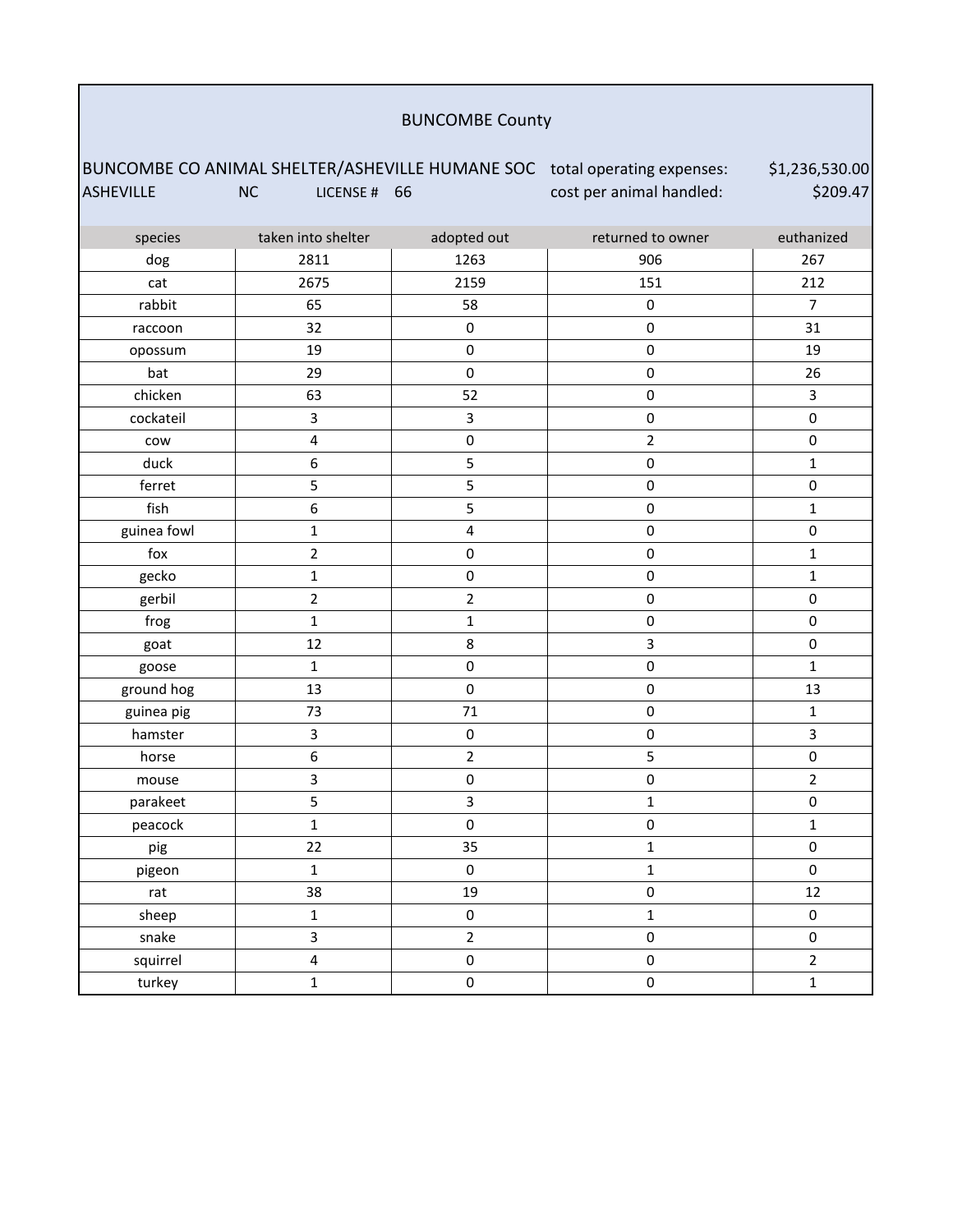## BUNCOMBE County

BUNCOMBE CO ANIMAL SHELTER/ASHEVILLE HUMANE SOC — total operating expenses: $1,236,530.00

ASHEVILLE NC LICENSE # 66 — cost per animal handled: $209.47

| species | taken into shelter | adopted out | returned to owner | euthanized |
|---|---|---|---|---|
| dog | 2811 | 1263 | 906 | 267 |
| cat | 2675 | 2159 | 151 | 212 |
| rabbit | 65 | 58 | 0 | 7 |
| raccoon | 32 | 0 | 0 | 31 |
| opossum | 19 | 0 | 0 | 19 |
| bat | 29 | 0 | 0 | 26 |
| chicken | 63 | 52 | 0 | 3 |
| cockateil | 3 | 3 | 0 | 0 |
| cow | 4 | 0 | 2 | 0 |
| duck | 6 | 5 | 0 | 1 |
| ferret | 5 | 5 | 0 | 0 |
| fish | 6 | 5 | 0 | 1 |
| guinea fowl | 1 | 4 | 0 | 0 |
| fox | 2 | 0 | 0 | 1 |
| gecko | 1 | 0 | 0 | 1 |
| gerbil | 2 | 2 | 0 | 0 |
| frog | 1 | 1 | 0 | 0 |
| goat | 12 | 8 | 3 | 0 |
| goose | 1 | 0 | 0 | 1 |
| ground hog | 13 | 0 | 0 | 13 |
| guinea pig | 73 | 71 | 0 | 1 |
| hamster | 3 | 0 | 0 | 3 |
| horse | 6 | 2 | 5 | 0 |
| mouse | 3 | 0 | 0 | 2 |
| parakeet | 5 | 3 | 1 | 0 |
| peacock | 1 | 0 | 0 | 1 |
| pig | 22 | 35 | 1 | 0 |
| pigeon | 1 | 0 | 1 | 0 |
| rat | 38 | 19 | 0 | 12 |
| sheep | 1 | 0 | 1 | 0 |
| snake | 3 | 2 | 0 | 0 |
| squirrel | 4 | 0 | 0 | 2 |
| turkey | 1 | 0 | 0 | 1 |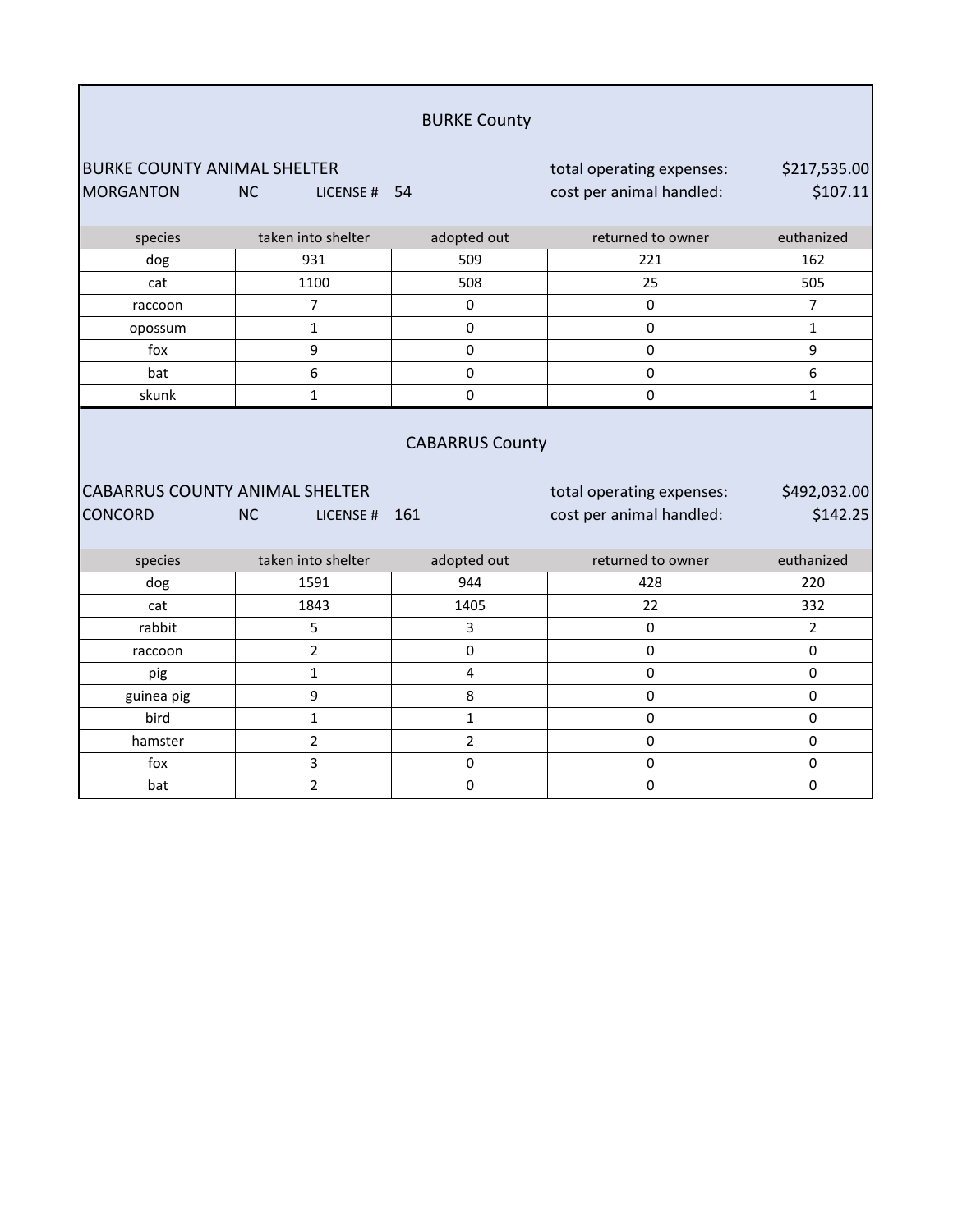## BURKE County

BURKE COUNTY ANIMAL SHELTER — total operating expenses: $217,535.00

MORGANTON NC LICENSE # 54 — cost per animal handled: $107.11

| species | taken into shelter | adopted out | returned to owner | euthanized |
|---|---|---|---|---|
| dog | 931 | 509 | 221 | 162 |
| cat | 1100 | 508 | 25 | 505 |
| raccoon | 7 | 0 | 0 | 7 |
| opossum | 1 | 0 | 0 | 1 |
| fox | 9 | 0 | 0 | 9 |
| bat | 6 | 0 | 0 | 6 |
| skunk | 1 | 0 | 0 | 1 |

## CABARRUS County

CABARRUS COUNTY ANIMAL SHELTER — total operating expenses: $492,032.00

CONCORD NC LICENSE # 161 — cost per animal handled: $142.25

| species | taken into shelter | adopted out | returned to owner | euthanized |
|---|---|---|---|---|
| dog | 1591 | 944 | 428 | 220 |
| cat | 1843 | 1405 | 22 | 332 |
| rabbit | 5 | 3 | 0 | 2 |
| raccoon | 2 | 0 | 0 | 0 |
| pig | 1 | 4 | 0 | 0 |
| guinea pig | 9 | 8 | 0 | 0 |
| bird | 1 | 1 | 0 | 0 |
| hamster | 2 | 2 | 0 | 0 |
| fox | 3 | 0 | 0 | 0 |
| bat | 2 | 0 | 0 | 0 |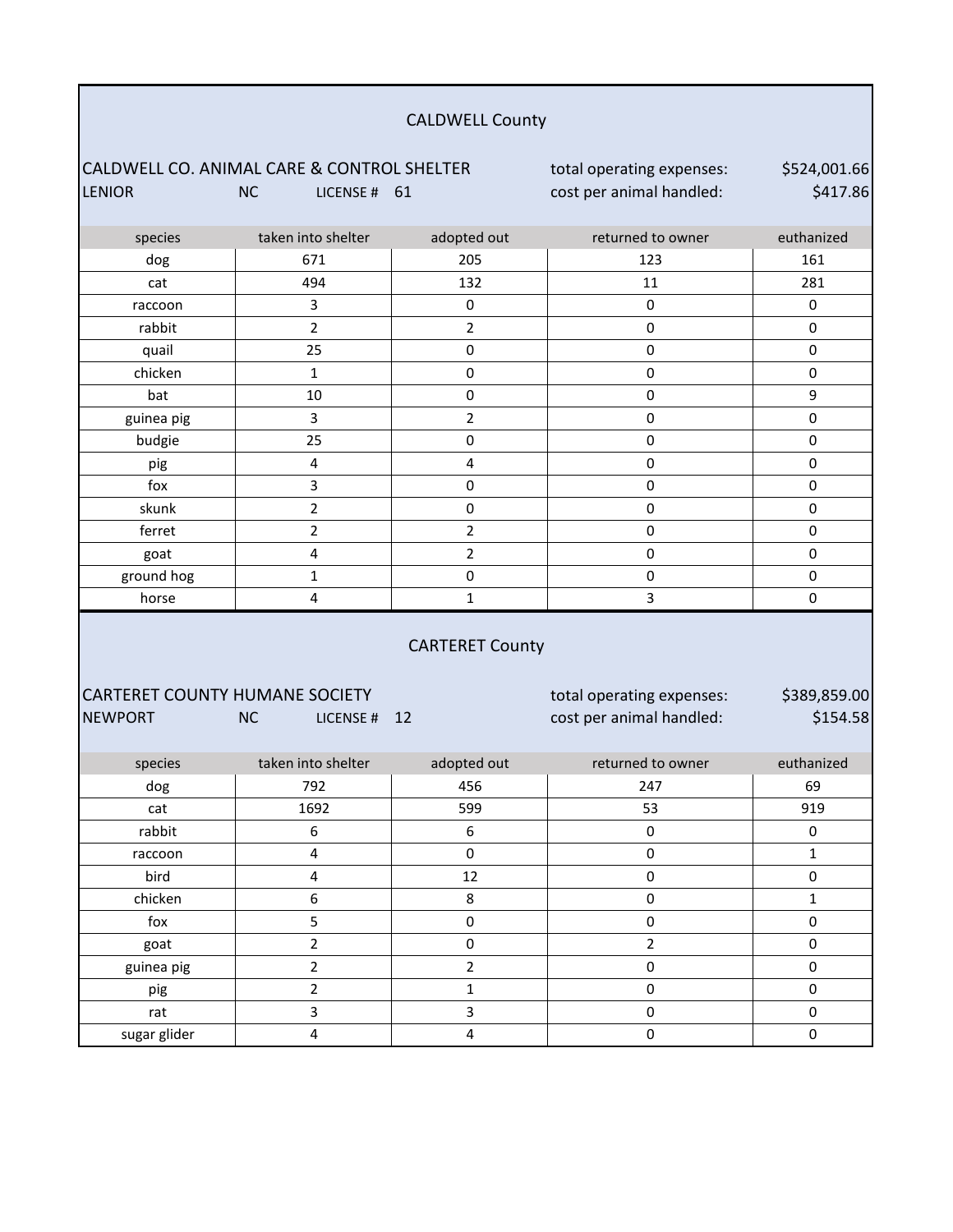## CALDWELL County

**CALDWELL CO. ANIMAL CARE & CONTROL SHELTER**
LENIOR NC LICENSE # 61

total operating expenses: $524,001.66
cost per animal handled: $417.86

| species | taken into shelter | adopted out | returned to owner | euthanized |
|---|---|---|---|---|
| dog | 671 | 205 | 123 | 161 |
| cat | 494 | 132 | 11 | 281 |
| raccoon | 3 | 0 | 0 | 0 |
| rabbit | 2 | 2 | 0 | 0 |
| quail | 25 | 0 | 0 | 0 |
| chicken | 1 | 0 | 0 | 0 |
| bat | 10 | 0 | 0 | 9 |
| guinea pig | 3 | 2 | 0 | 0 |
| budgie | 25 | 0 | 0 | 0 |
| pig | 4 | 4 | 0 | 0 |
| fox | 3 | 0 | 0 | 0 |
| skunk | 2 | 0 | 0 | 0 |
| ferret | 2 | 2 | 0 | 0 |
| goat | 4 | 2 | 0 | 0 |
| ground hog | 1 | 0 | 0 | 0 |
| horse | 4 | 1 | 3 | 0 |

## CARTERET County

**CARTERET COUNTY HUMANE SOCIETY**
NEWPORT NC LICENSE # 12

total operating expenses: $389,859.00
cost per animal handled: $154.58

| species | taken into shelter | adopted out | returned to owner | euthanized |
|---|---|---|---|---|
| dog | 792 | 456 | 247 | 69 |
| cat | 1692 | 599 | 53 | 919 |
| rabbit | 6 | 6 | 0 | 0 |
| raccoon | 4 | 0 | 0 | 1 |
| bird | 4 | 12 | 0 | 0 |
| chicken | 6 | 8 | 0 | 1 |
| fox | 5 | 0 | 0 | 0 |
| goat | 2 | 0 | 2 | 0 |
| guinea pig | 2 | 2 | 0 | 0 |
| pig | 2 | 1 | 0 | 0 |
| rat | 3 | 3 | 0 | 0 |
| sugar glider | 4 | 4 | 0 | 0 |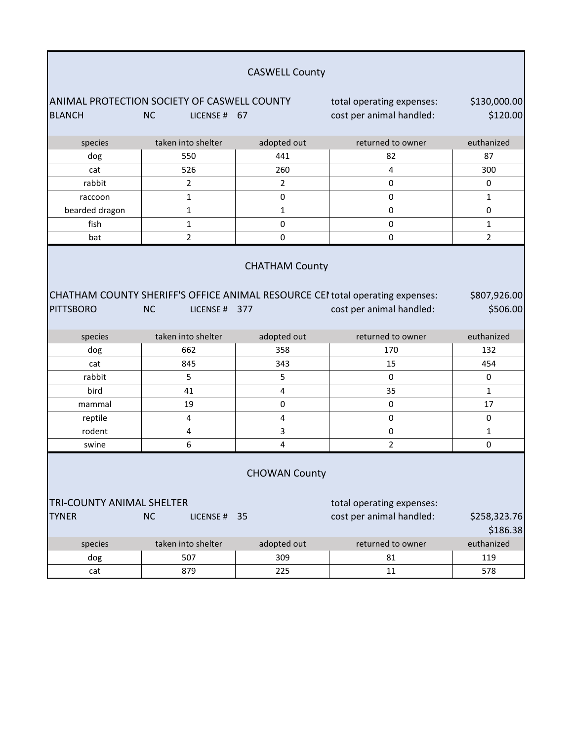## CASWELL County

ANIMAL PROTECTION SOCIETY OF CASWELL COUNTY  
BLANCH NC LICENSE # 67

total operating expenses: $130,000.00  
cost per animal handled: $120.00

| species | taken into shelter | adopted out | returned to owner | euthanized |
|---|---|---|---|---|
| dog | 550 | 441 | 82 | 87 |
| cat | 526 | 260 | 4 | 300 |
| rabbit | 2 | 2 | 0 | 0 |
| raccoon | 1 | 0 | 0 | 1 |
| bearded dragon | 1 | 1 | 0 | 0 |
| fish | 1 | 0 | 0 | 1 |
| bat | 2 | 0 | 0 | 2 |

## CHATHAM County

CHATHAM COUNTY SHERIFF'S OFFICE ANIMAL RESOURCE CEI  
PITTSBORO NC LICENSE # 377

total operating expenses: $807,926.00  
cost per animal handled: $506.00

| species | taken into shelter | adopted out | returned to owner | euthanized |
|---|---|---|---|---|
| dog | 662 | 358 | 170 | 132 |
| cat | 845 | 343 | 15 | 454 |
| rabbit | 5 | 5 | 0 | 0 |
| bird | 41 | 4 | 35 | 1 |
| mammal | 19 | 0 | 0 | 17 |
| reptile | 4 | 4 | 0 | 0 |
| rodent | 4 | 3 | 0 | 1 |
| swine | 6 | 4 | 2 | 0 |

## CHOWAN County

TRI-COUNTY ANIMAL SHELTER  
TYNER NC LICENSE # 35

total operating expenses: $258,323.76  
cost per animal handled: $186.38

| species | taken into shelter | adopted out | returned to owner | euthanized |
|---|---|---|---|---|
| dog | 507 | 309 | 81 | 119 |
| cat | 879 | 225 | 11 | 578 |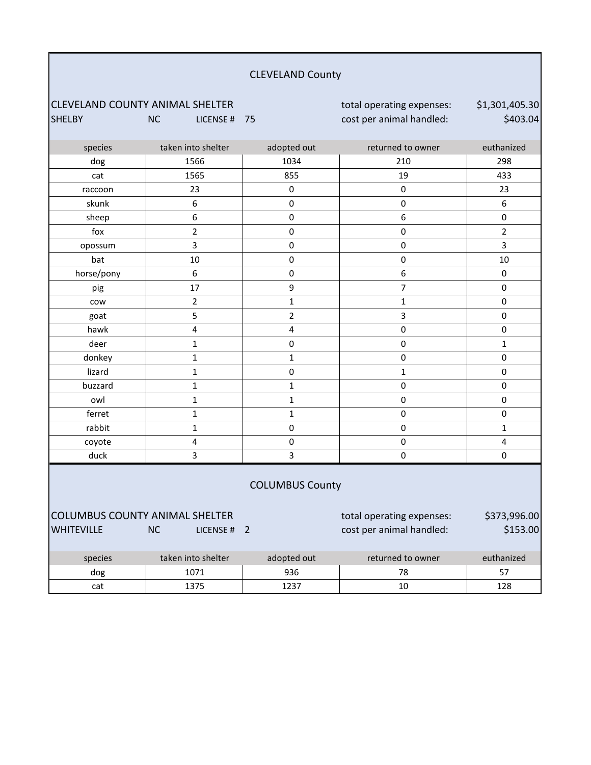## CLEVELAND County

CLEVELAND COUNTY ANIMAL SHELTER
SHELBY NC LICENSE # 75

total operating expenses: $1,301,405.30
cost per animal handled: $403.04

| species | taken into shelter | adopted out | returned to owner | euthanized |
|---|---|---|---|---|
| dog | 1566 | 1034 | 210 | 298 |
| cat | 1565 | 855 | 19 | 433 |
| raccoon | 23 | 0 | 0 | 23 |
| skunk | 6 | 0 | 0 | 6 |
| sheep | 6 | 0 | 6 | 0 |
| fox | 2 | 0 | 0 | 2 |
| opossum | 3 | 0 | 0 | 3 |
| bat | 10 | 0 | 0 | 10 |
| horse/pony | 6 | 0 | 6 | 0 |
| pig | 17 | 9 | 7 | 0 |
| cow | 2 | 1 | 1 | 0 |
| goat | 5 | 2 | 3 | 0 |
| hawk | 4 | 4 | 0 | 0 |
| deer | 1 | 0 | 0 | 1 |
| donkey | 1 | 1 | 0 | 0 |
| lizard | 1 | 0 | 1 | 0 |
| buzzard | 1 | 1 | 0 | 0 |
| owl | 1 | 1 | 0 | 0 |
| ferret | 1 | 1 | 0 | 0 |
| rabbit | 1 | 0 | 0 | 1 |
| coyote | 4 | 0 | 0 | 4 |
| duck | 3 | 3 | 0 | 0 |

## COLUMBUS County

COLUMBUS COUNTY ANIMAL SHELTER
WHITEVILLE NC LICENSE # 2

total operating expenses: $373,996.00
cost per animal handled: $153.00

| species | taken into shelter | adopted out | returned to owner | euthanized |
|---|---|---|---|---|
| dog | 1071 | 936 | 78 | 57 |
| cat | 1375 | 1237 | 10 | 128 |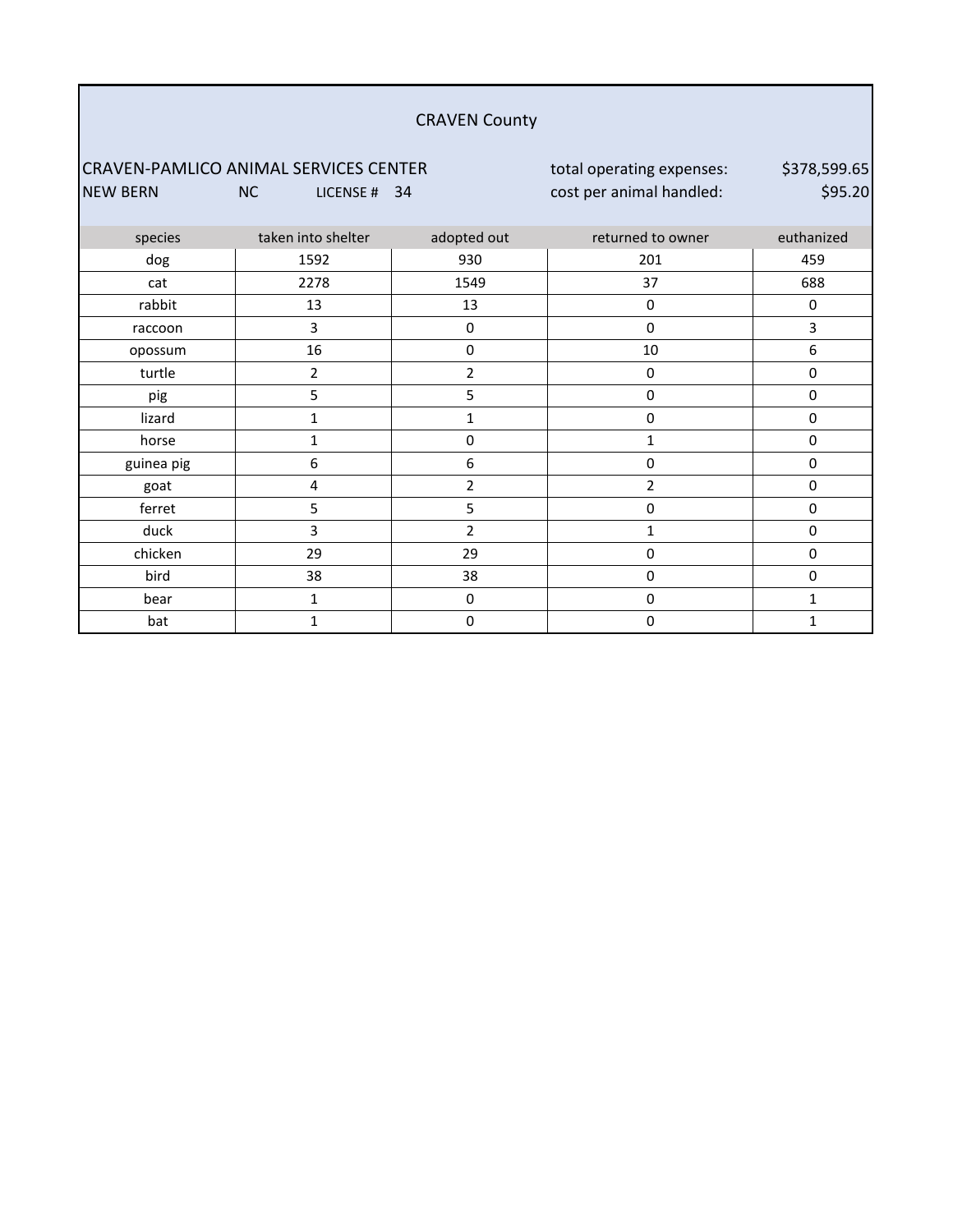## CRAVEN County

CRAVEN-PAMLICO ANIMAL SERVICES CENTER

NEW BERN NC LICENSE # 34

total operating expenses: $378,599.65

cost per animal handled: $95.20

| species | taken into shelter | adopted out | returned to owner | euthanized |
|---|---|---|---|---|
| dog | 1592 | 930 | 201 | 459 |
| cat | 2278 | 1549 | 37 | 688 |
| rabbit | 13 | 13 | 0 | 0 |
| raccoon | 3 | 0 | 0 | 3 |
| opossum | 16 | 0 | 10 | 6 |
| turtle | 2 | 2 | 0 | 0 |
| pig | 5 | 5 | 0 | 0 |
| lizard | 1 | 1 | 0 | 0 |
| horse | 1 | 0 | 1 | 0 |
| guinea pig | 6 | 6 | 0 | 0 |
| goat | 4 | 2 | 2 | 0 |
| ferret | 5 | 5 | 0 | 0 |
| duck | 3 | 2 | 1 | 0 |
| chicken | 29 | 29 | 0 | 0 |
| bird | 38 | 38 | 0 | 0 |
| bear | 1 | 0 | 0 | 1 |
| bat | 1 | 0 | 0 | 1 |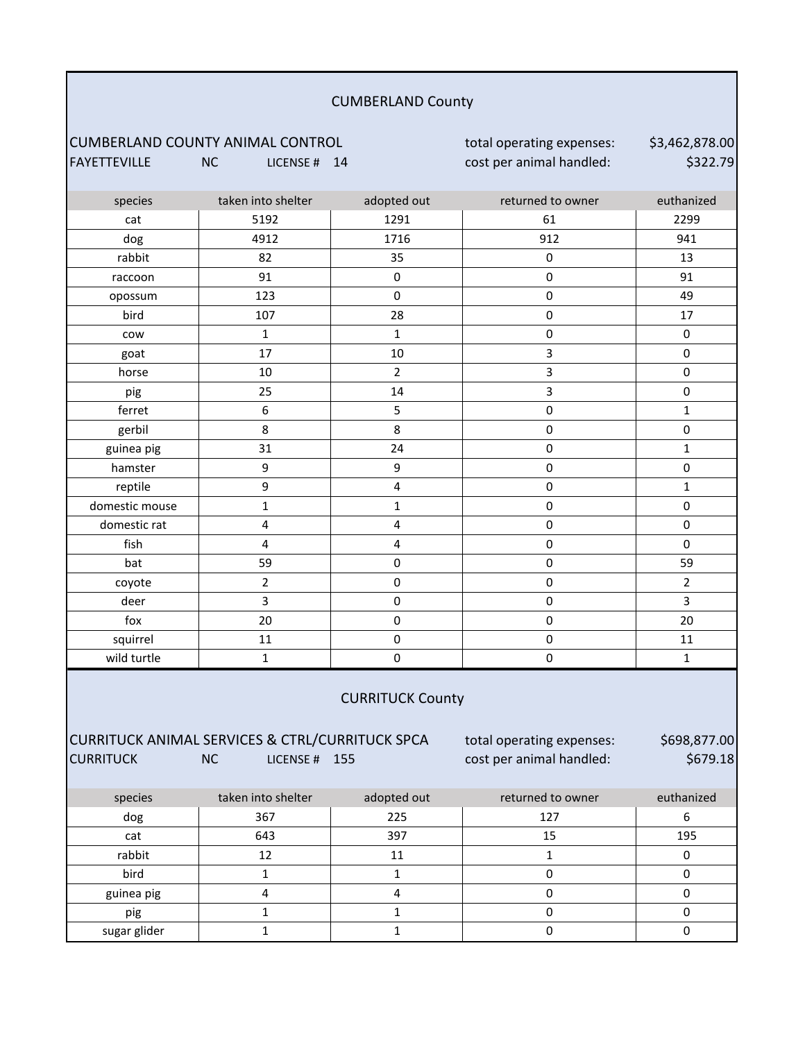## CUMBERLAND County

CUMBERLAND COUNTY ANIMAL CONTROL — total operating expenses: $3,462,878.00

FAYETTEVILLE NC LICENSE # 14 — cost per animal handled: $322.79

| species | taken into shelter | adopted out | returned to owner | euthanized |
|---|---|---|---|---|
| cat | 5192 | 1291 | 61 | 2299 |
| dog | 4912 | 1716 | 912 | 941 |
| rabbit | 82 | 35 | 0 | 13 |
| raccoon | 91 | 0 | 0 | 91 |
| opossum | 123 | 0 | 0 | 49 |
| bird | 107 | 28 | 0 | 17 |
| cow | 1 | 1 | 0 | 0 |
| goat | 17 | 10 | 3 | 0 |
| horse | 10 | 2 | 3 | 0 |
| pig | 25 | 14 | 3 | 0 |
| ferret | 6 | 5 | 0 | 1 |
| gerbil | 8 | 8 | 0 | 0 |
| guinea pig | 31 | 24 | 0 | 1 |
| hamster | 9 | 9 | 0 | 0 |
| reptile | 9 | 4 | 0 | 1 |
| domestic mouse | 1 | 1 | 0 | 0 |
| domestic rat | 4 | 4 | 0 | 0 |
| fish | 4 | 4 | 0 | 0 |
| bat | 59 | 0 | 0 | 59 |
| coyote | 2 | 0 | 0 | 2 |
| deer | 3 | 0 | 0 | 3 |
| fox | 20 | 0 | 0 | 20 |
| squirrel | 11 | 0 | 0 | 11 |
| wild turtle | 1 | 0 | 0 | 1 |

## CURRITUCK County

CURRITUCK ANIMAL SERVICES & CTRL/CURRITUCK SPCA — total operating expenses: $698,877.00

CURRITUCK NC LICENSE # 155 — cost per animal handled: $679.18

| species | taken into shelter | adopted out | returned to owner | euthanized |
|---|---|---|---|---|
| dog | 367 | 225 | 127 | 6 |
| cat | 643 | 397 | 15 | 195 |
| rabbit | 12 | 11 | 1 | 0 |
| bird | 1 | 1 | 0 | 0 |
| guinea pig | 4 | 4 | 0 | 0 |
| pig | 1 | 1 | 0 | 0 |
| sugar glider | 1 | 1 | 0 | 0 |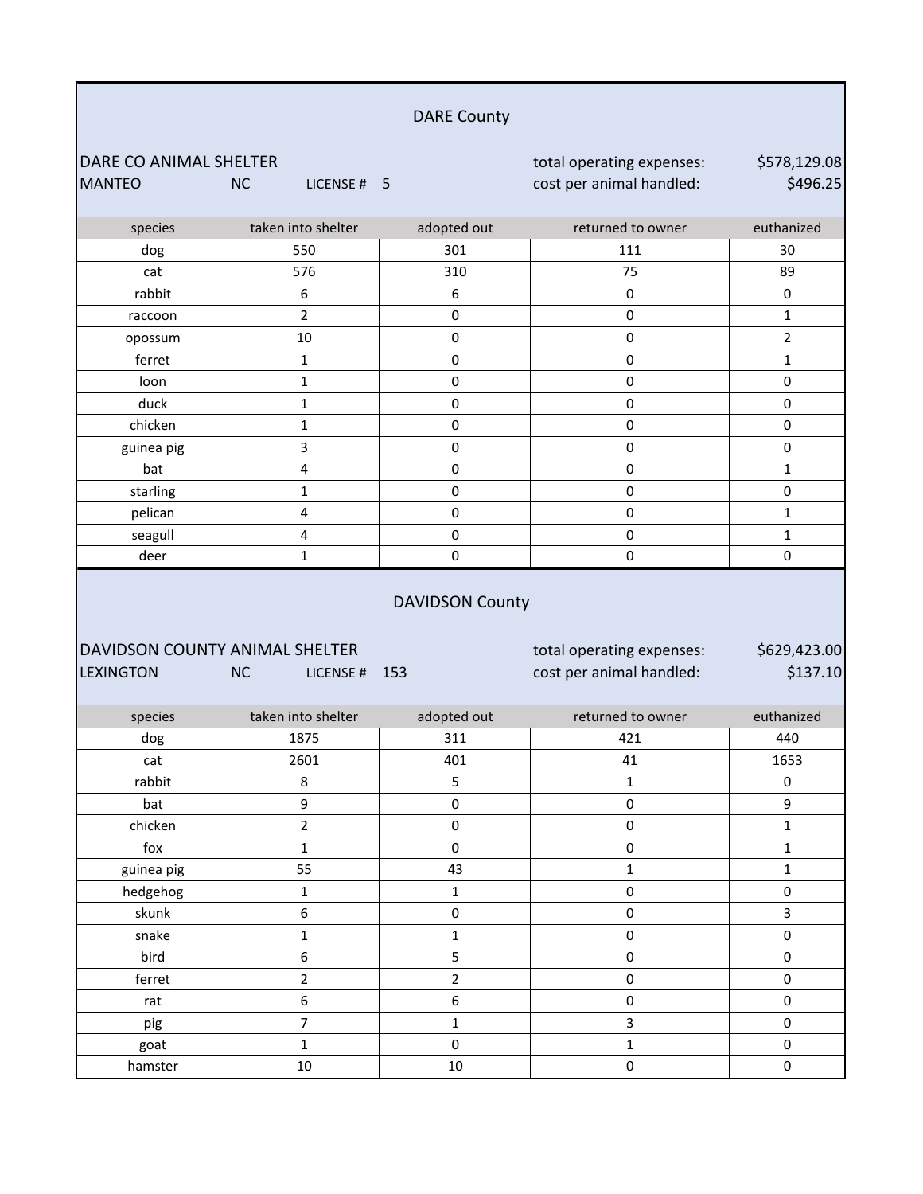## DARE County

DARE CO ANIMAL SHELTER
MANTEO NC LICENSE # 5

total operating expenses: $578,129.08
cost per animal handled: $496.25

| species | taken into shelter | adopted out | returned to owner | euthanized |
|---|---|---|---|---|
| dog | 550 | 301 | 111 | 30 |
| cat | 576 | 310 | 75 | 89 |
| rabbit | 6 | 6 | 0 | 0 |
| raccoon | 2 | 0 | 0 | 1 |
| opossum | 10 | 0 | 0 | 2 |
| ferret | 1 | 0 | 0 | 1 |
| loon | 1 | 0 | 0 | 0 |
| duck | 1 | 0 | 0 | 0 |
| chicken | 1 | 0 | 0 | 0 |
| guinea pig | 3 | 0 | 0 | 0 |
| bat | 4 | 0 | 0 | 1 |
| starling | 1 | 0 | 0 | 0 |
| pelican | 4 | 0 | 0 | 1 |
| seagull | 4 | 0 | 0 | 1 |
| deer | 1 | 0 | 0 | 0 |

## DAVIDSON County

DAVIDSON COUNTY ANIMAL SHELTER
LEXINGTON NC LICENSE # 153

total operating expenses: $629,423.00
cost per animal handled: $137.10

| species | taken into shelter | adopted out | returned to owner | euthanized |
|---|---|---|---|---|
| dog | 1875 | 311 | 421 | 440 |
| cat | 2601 | 401 | 41 | 1653 |
| rabbit | 8 | 5 | 1 | 0 |
| bat | 9 | 0 | 0 | 9 |
| chicken | 2 | 0 | 0 | 1 |
| fox | 1 | 0 | 0 | 1 |
| guinea pig | 55 | 43 | 1 | 1 |
| hedgehog | 1 | 1 | 0 | 0 |
| skunk | 6 | 0 | 0 | 3 |
| snake | 1 | 1 | 0 | 0 |
| bird | 6 | 5 | 0 | 0 |
| ferret | 2 | 2 | 0 | 0 |
| rat | 6 | 6 | 0 | 0 |
| pig | 7 | 1 | 3 | 0 |
| goat | 1 | 0 | 1 | 0 |
| hamster | 10 | 10 | 0 | 0 |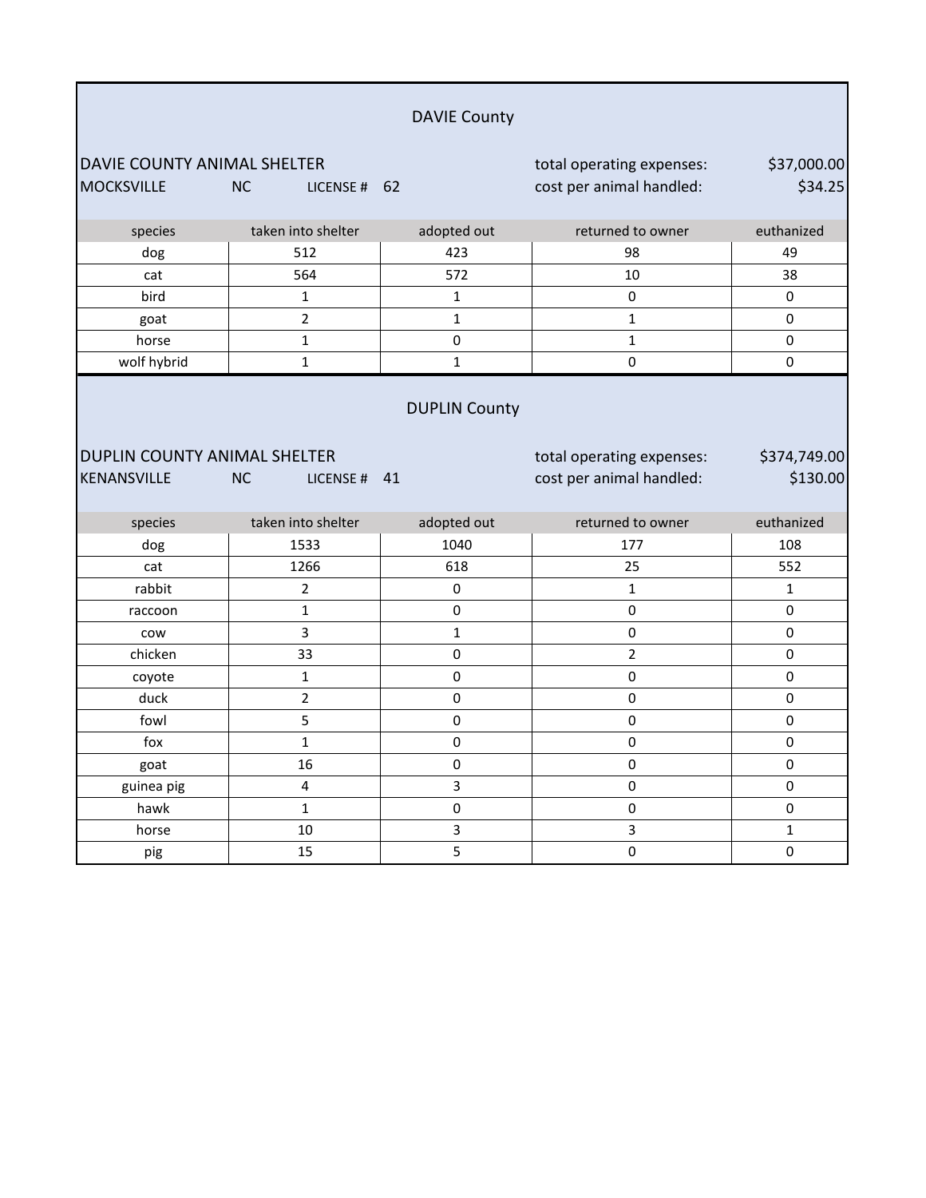## DAVIE County

DAVIE COUNTY ANIMAL SHELTER
MOCKSVILLE NC LICENSE # 62

total operating expenses: $37,000.00
cost per animal handled: $34.25

| species | taken into shelter | adopted out | returned to owner | euthanized |
|---|---|---|---|---|
| dog | 512 | 423 | 98 | 49 |
| cat | 564 | 572 | 10 | 38 |
| bird | 1 | 1 | 0 | 0 |
| goat | 2 | 1 | 1 | 0 |
| horse | 1 | 0 | 1 | 0 |
| wolf hybrid | 1 | 1 | 0 | 0 |

## DUPLIN County

DUPLIN COUNTY ANIMAL SHELTER
KENANSVILLE NC LICENSE # 41

total operating expenses: $374,749.00
cost per animal handled: $130.00

| species | taken into shelter | adopted out | returned to owner | euthanized |
|---|---|---|---|---|
| dog | 1533 | 1040 | 177 | 108 |
| cat | 1266 | 618 | 25 | 552 |
| rabbit | 2 | 0 | 1 | 1 |
| raccoon | 1 | 0 | 0 | 0 |
| cow | 3 | 1 | 0 | 0 |
| chicken | 33 | 0 | 2 | 0 |
| coyote | 1 | 0 | 0 | 0 |
| duck | 2 | 0 | 0 | 0 |
| fowl | 5 | 0 | 0 | 0 |
| fox | 1 | 0 | 0 | 0 |
| goat | 16 | 0 | 0 | 0 |
| guinea pig | 4 | 3 | 0 | 0 |
| hawk | 1 | 0 | 0 | 0 |
| horse | 10 | 3 | 3 | 1 |
| pig | 15 | 5 | 0 | 0 |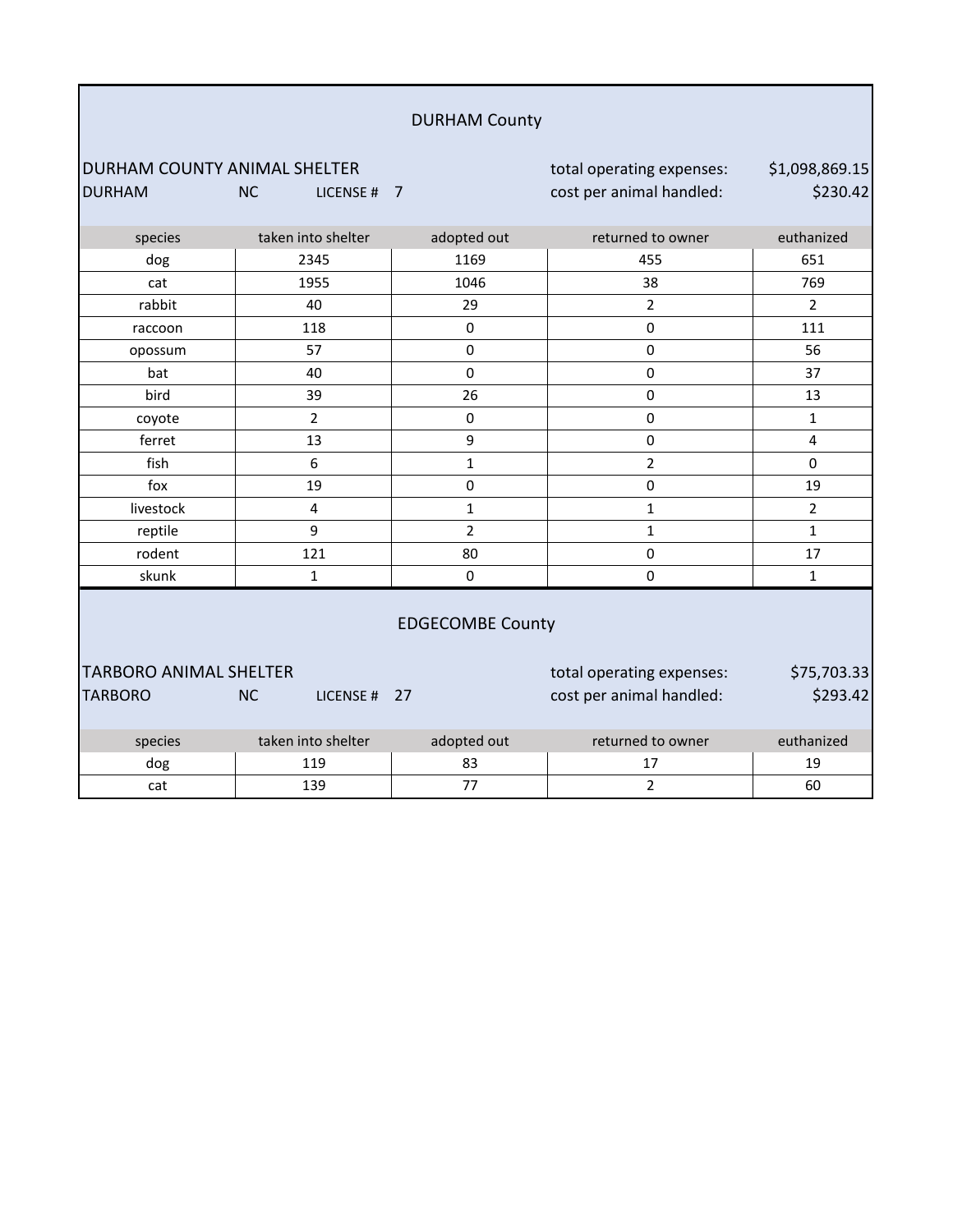## DURHAM County

**DURHAM COUNTY ANIMAL SHELTER**
DURHAM NC LICENSE # 7

total operating expenses: $1,098,869.15
cost per animal handled: $230.42

| species | taken into shelter | adopted out | returned to owner | euthanized |
|---|---|---|---|---|
| dog | 2345 | 1169 | 455 | 651 |
| cat | 1955 | 1046 | 38 | 769 |
| rabbit | 40 | 29 | 2 | 2 |
| raccoon | 118 | 0 | 0 | 111 |
| opossum | 57 | 0 | 0 | 56 |
| bat | 40 | 0 | 0 | 37 |
| bird | 39 | 26 | 0 | 13 |
| coyote | 2 | 0 | 0 | 1 |
| ferret | 13 | 9 | 0 | 4 |
| fish | 6 | 1 | 2 | 0 |
| fox | 19 | 0 | 0 | 19 |
| livestock | 4 | 1 | 1 | 2 |
| reptile | 9 | 2 | 1 | 1 |
| rodent | 121 | 80 | 0 | 17 |
| skunk | 1 | 0 | 0 | 1 |

## EDGECOMBE County

**TARBORO ANIMAL SHELTER**
TARBORO NC LICENSE # 27

total operating expenses: $75,703.33
cost per animal handled: $293.42

| species | taken into shelter | adopted out | returned to owner | euthanized |
|---|---|---|---|---|
| dog | 119 | 83 | 17 | 19 |
| cat | 139 | 77 | 2 | 60 |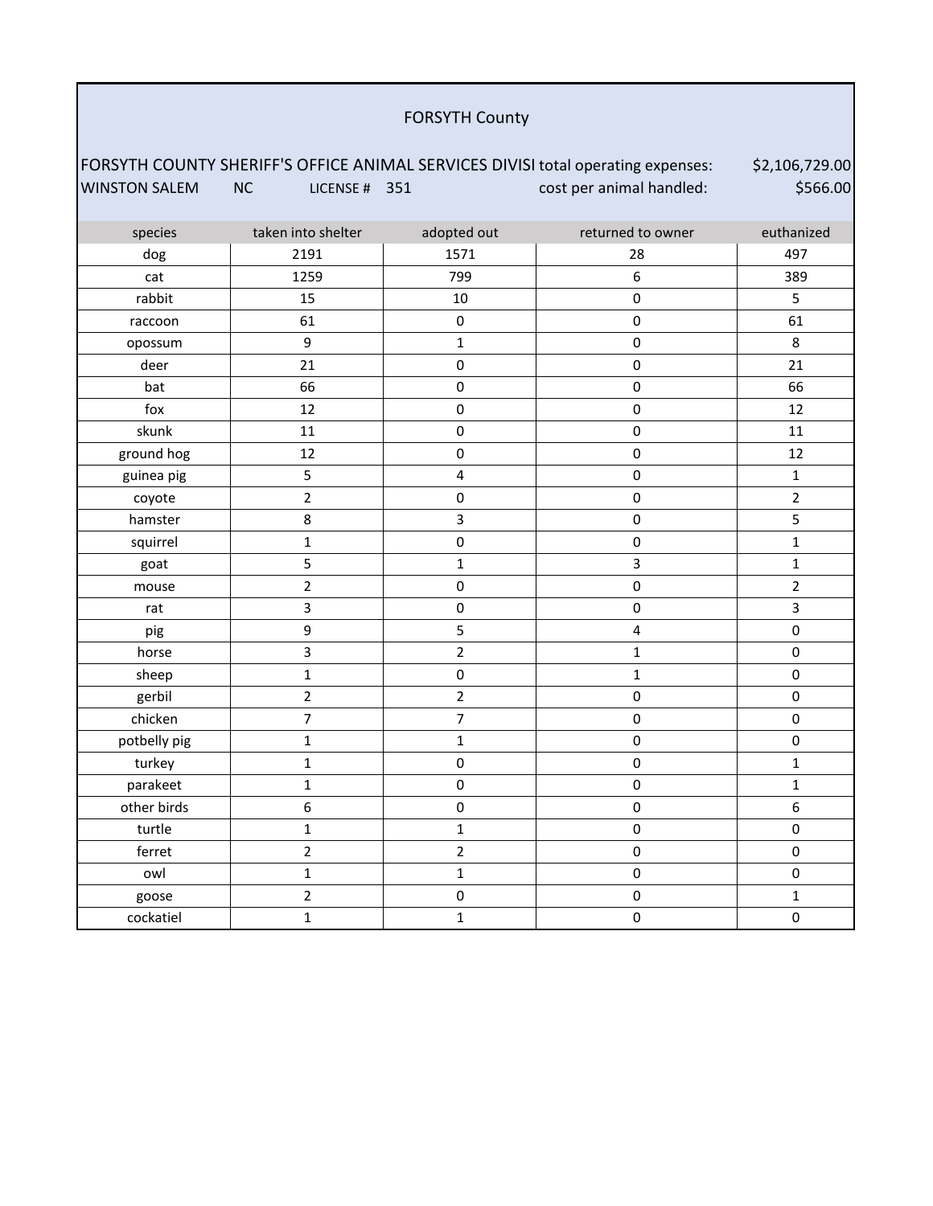# FORSYTH County

FORSYTH COUNTY SHERIFF'S OFFICE ANIMAL SERVICES DIVISI total operating expenses: $2,106,729.00

WINSTON SALEM NC LICENSE # 351 cost per animal handled: $566.00

| species | taken into shelter | adopted out | returned to owner | euthanized |
|---|---|---|---|---|
| dog | 2191 | 1571 | 28 | 497 |
| cat | 1259 | 799 | 6 | 389 |
| rabbit | 15 | 10 | 0 | 5 |
| raccoon | 61 | 0 | 0 | 61 |
| opossum | 9 | 1 | 0 | 8 |
| deer | 21 | 0 | 0 | 21 |
| bat | 66 | 0 | 0 | 66 |
| fox | 12 | 0 | 0 | 12 |
| skunk | 11 | 0 | 0 | 11 |
| ground hog | 12 | 0 | 0 | 12 |
| guinea pig | 5 | 4 | 0 | 1 |
| coyote | 2 | 0 | 0 | 2 |
| hamster | 8 | 3 | 0 | 5 |
| squirrel | 1 | 0 | 0 | 1 |
| goat | 5 | 1 | 3 | 1 |
| mouse | 2 | 0 | 0 | 2 |
| rat | 3 | 0 | 0 | 3 |
| pig | 9 | 5 | 4 | 0 |
| horse | 3 | 2 | 1 | 0 |
| sheep | 1 | 0 | 1 | 0 |
| gerbil | 2 | 2 | 0 | 0 |
| chicken | 7 | 7 | 0 | 0 |
| potbelly pig | 1 | 1 | 0 | 0 |
| turkey | 1 | 0 | 0 | 1 |
| parakeet | 1 | 0 | 0 | 1 |
| other birds | 6 | 0 | 0 | 6 |
| turtle | 1 | 1 | 0 | 0 |
| ferret | 2 | 2 | 0 | 0 |
| owl | 1 | 1 | 0 | 0 |
| goose | 2 | 0 | 0 | 1 |
| cockatiel | 1 | 1 | 0 | 0 |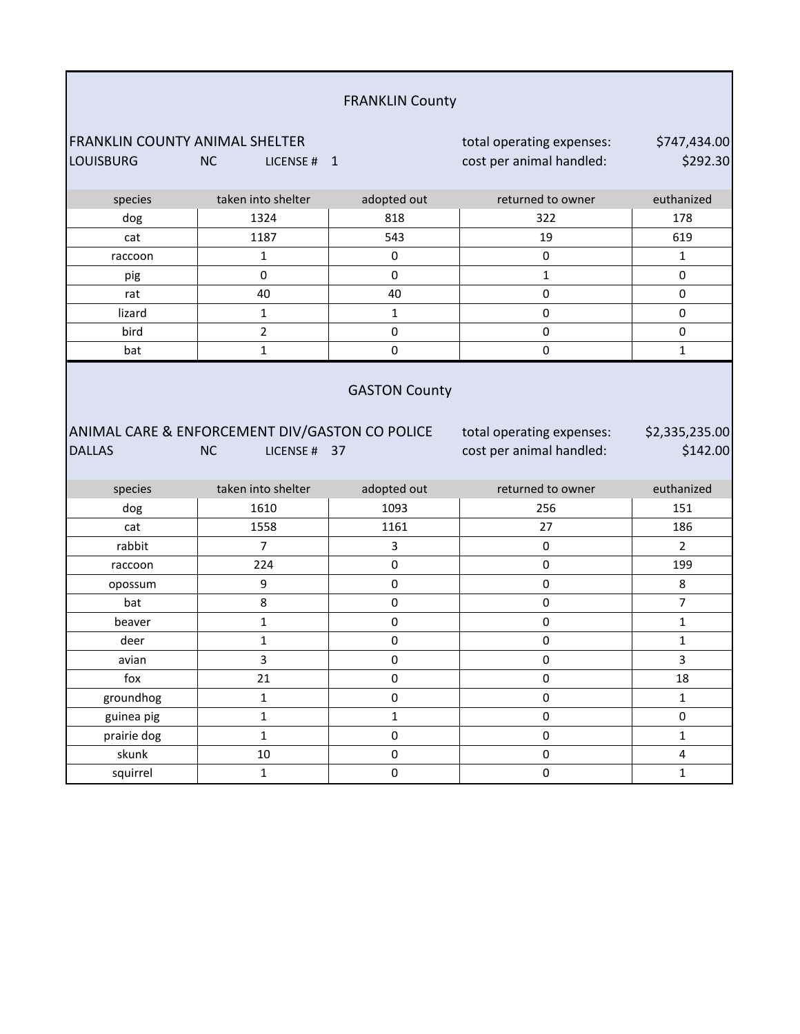## FRANKLIN County

FRANKLIN COUNTY ANIMAL SHELTER
LOUISBURG NC LICENSE # 1

total operating expenses: $747,434.00
cost per animal handled: $292.30

| species | taken into shelter | adopted out | returned to owner | euthanized |
|---|---|---|---|---|
| dog | 1324 | 818 | 322 | 178 |
| cat | 1187 | 543 | 19 | 619 |
| raccoon | 1 | 0 | 0 | 1 |
| pig | 0 | 0 | 1 | 0 |
| rat | 40 | 40 | 0 | 0 |
| lizard | 1 | 1 | 0 | 0 |
| bird | 2 | 0 | 0 | 0 |
| bat | 1 | 0 | 0 | 1 |

## GASTON County

ANIMAL CARE & ENFORCEMENT DIV/GASTON CO POLICE
DALLAS NC LICENSE # 37

total operating expenses: $2,335,235.00
cost per animal handled: $142.00

| species | taken into shelter | adopted out | returned to owner | euthanized |
|---|---|---|---|---|
| dog | 1610 | 1093 | 256 | 151 |
| cat | 1558 | 1161 | 27 | 186 |
| rabbit | 7 | 3 | 0 | 2 |
| raccoon | 224 | 0 | 0 | 199 |
| opossum | 9 | 0 | 0 | 8 |
| bat | 8 | 0 | 0 | 7 |
| beaver | 1 | 0 | 0 | 1 |
| deer | 1 | 0 | 0 | 1 |
| avian | 3 | 0 | 0 | 3 |
| fox | 21 | 0 | 0 | 18 |
| groundhog | 1 | 0 | 0 | 1 |
| guinea pig | 1 | 1 | 0 | 0 |
| prairie dog | 1 | 0 | 0 | 1 |
| skunk | 10 | 0 | 0 | 4 |
| squirrel | 1 | 0 | 0 | 1 |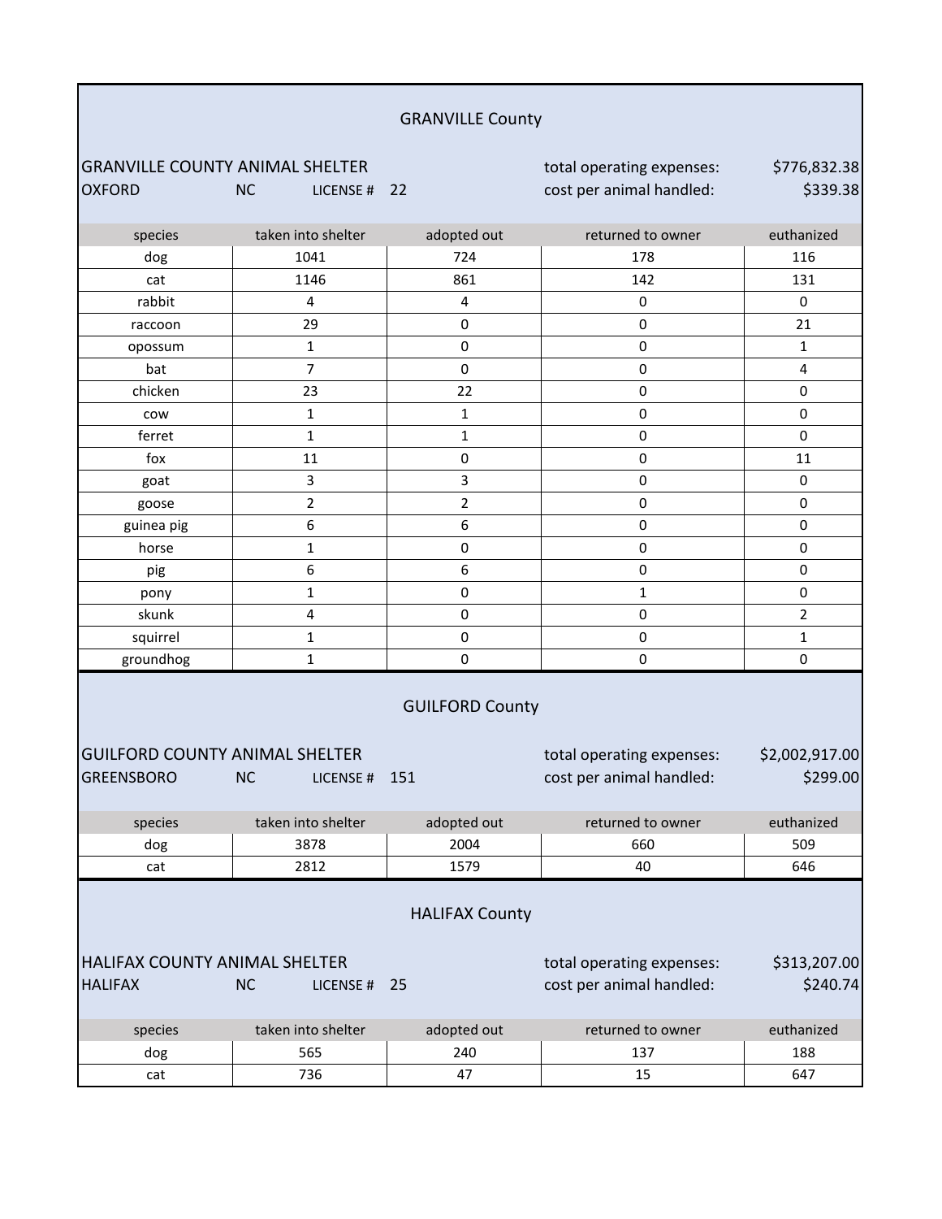## GRANVILLE County

GRANVILLE COUNTY ANIMAL SHELTER | total operating expenses: $776,832.38
OXFORD NC LICENSE # 22 | cost per animal handled: $339.38

| species | taken into shelter | adopted out | returned to owner | euthanized |
|---|---|---|---|---|
| dog | 1041 | 724 | 178 | 116 |
| cat | 1146 | 861 | 142 | 131 |
| rabbit | 4 | 4 | 0 | 0 |
| raccoon | 29 | 0 | 0 | 21 |
| opossum | 1 | 0 | 0 | 1 |
| bat | 7 | 0 | 0 | 4 |
| chicken | 23 | 22 | 0 | 0 |
| cow | 1 | 1 | 0 | 0 |
| ferret | 1 | 1 | 0 | 0 |
| fox | 11 | 0 | 0 | 11 |
| goat | 3 | 3 | 0 | 0 |
| goose | 2 | 2 | 0 | 0 |
| guinea pig | 6 | 6 | 0 | 0 |
| horse | 1 | 0 | 0 | 0 |
| pig | 6 | 6 | 0 | 0 |
| pony | 1 | 0 | 1 | 0 |
| skunk | 4 | 0 | 0 | 2 |
| squirrel | 1 | 0 | 0 | 1 |
| groundhog | 1 | 0 | 0 | 0 |

## GUILFORD County

GUILFORD COUNTY ANIMAL SHELTER | total operating expenses: $2,002,917.00
GREENSBORO NC LICENSE # 151 | cost per animal handled: $299.00

| species | taken into shelter | adopted out | returned to owner | euthanized |
|---|---|---|---|---|
| dog | 3878 | 2004 | 660 | 509 |
| cat | 2812 | 1579 | 40 | 646 |

## HALIFAX County

HALIFAX COUNTY ANIMAL SHELTER | total operating expenses: $313,207.00
HALIFAX NC LICENSE # 25 | cost per animal handled: $240.74

| species | taken into shelter | adopted out | returned to owner | euthanized |
|---|---|---|---|---|
| dog | 565 | 240 | 137 | 188 |
| cat | 736 | 47 | 15 | 647 |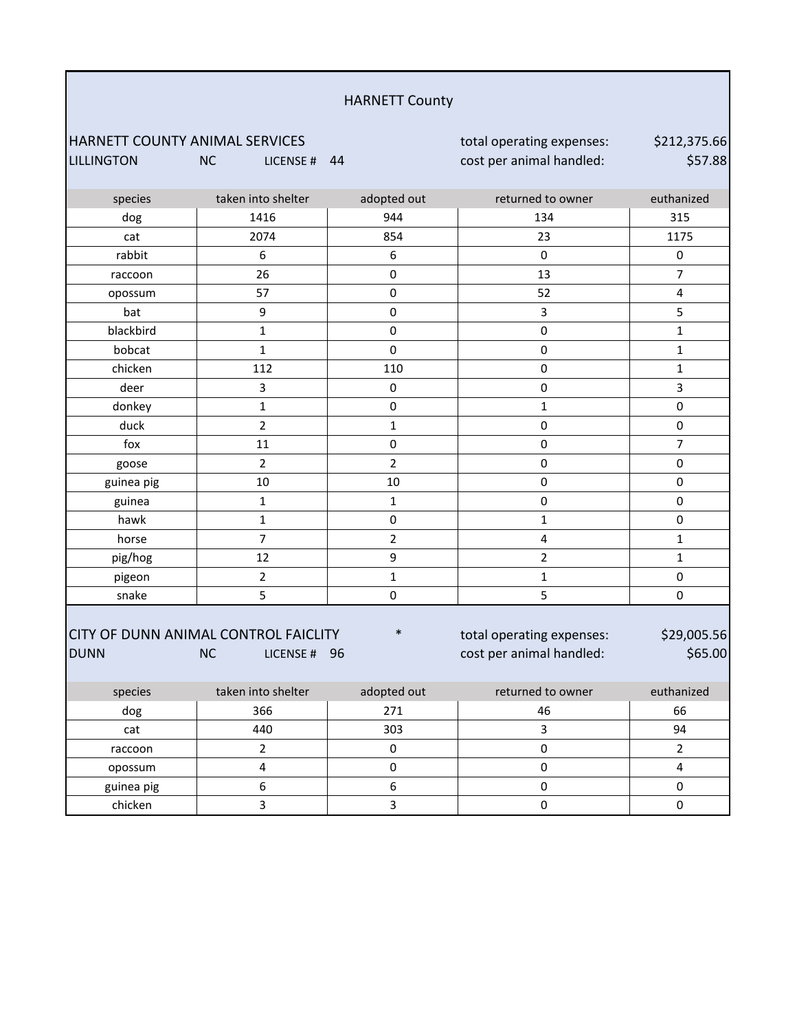# HARNETT County

## HARNETT COUNTY ANIMAL SERVICES

LILLINGTON NC LICENSE # 44

total operating expenses: $212,375.66
cost per animal handled: $57.88

| species | taken into shelter | adopted out | returned to owner | euthanized |
|---|---|---|---|---|
| dog | 1416 | 944 | 134 | 315 |
| cat | 2074 | 854 | 23 | 1175 |
| rabbit | 6 | 6 | 0 | 0 |
| raccoon | 26 | 0 | 13 | 7 |
| opossum | 57 | 0 | 52 | 4 |
| bat | 9 | 0 | 3 | 5 |
| blackbird | 1 | 0 | 0 | 1 |
| bobcat | 1 | 0 | 0 | 1 |
| chicken | 112 | 110 | 0 | 1 |
| deer | 3 | 0 | 0 | 3 |
| donkey | 1 | 0 | 1 | 0 |
| duck | 2 | 1 | 0 | 0 |
| fox | 11 | 0 | 0 | 7 |
| goose | 2 | 2 | 0 | 0 |
| guinea pig | 10 | 10 | 0 | 0 |
| guinea | 1 | 1 | 0 | 0 |
| hawk | 1 | 0 | 1 | 0 |
| horse | 7 | 2 | 4 | 1 |
| pig/hog | 12 | 9 | 2 | 1 |
| pigeon | 2 | 1 | 1 | 0 |
| snake | 5 | 0 | 5 | 0 |

## CITY OF DUNN ANIMAL CONTROL FAICLITY *

DUNN NC LICENSE # 96

total operating expenses: $29,005.56
cost per animal handled: $65.00

| species | taken into shelter | adopted out | returned to owner | euthanized |
|---|---|---|---|---|
| dog | 366 | 271 | 46 | 66 |
| cat | 440 | 303 | 3 | 94 |
| raccoon | 2 | 0 | 0 | 2 |
| opossum | 4 | 0 | 0 | 4 |
| guinea pig | 6 | 6 | 0 | 0 |
| chicken | 3 | 3 | 0 | 0 |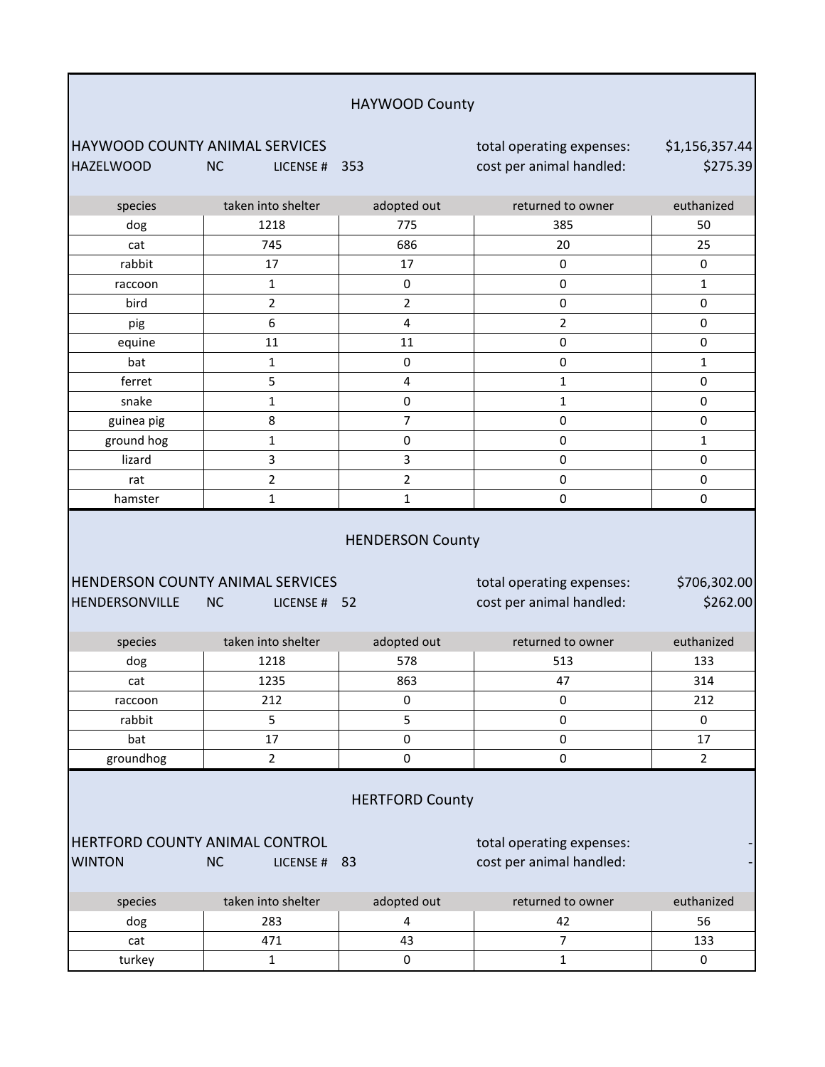## HAYWOOD County

HAYWOOD COUNTY ANIMAL SERVICES
HAZELWOOD NC LICENSE # 353

total operating expenses: $1,156,357.44
cost per animal handled: $275.39

| species | taken into shelter | adopted out | returned to owner | euthanized |
|---|---|---|---|---|
| dog | 1218 | 775 | 385 | 50 |
| cat | 745 | 686 | 20 | 25 |
| rabbit | 17 | 17 | 0 | 0 |
| raccoon | 1 | 0 | 0 | 1 |
| bird | 2 | 2 | 0 | 0 |
| pig | 6 | 4 | 2 | 0 |
| equine | 11 | 11 | 0 | 0 |
| bat | 1 | 0 | 0 | 1 |
| ferret | 5 | 4 | 1 | 0 |
| snake | 1 | 0 | 1 | 0 |
| guinea pig | 8 | 7 | 0 | 0 |
| ground hog | 1 | 0 | 0 | 1 |
| lizard | 3 | 3 | 0 | 0 |
| rat | 2 | 2 | 0 | 0 |
| hamster | 1 | 1 | 0 | 0 |

## HENDERSON County

HENDERSON COUNTY ANIMAL SERVICES
HENDERSONVILLE NC LICENSE # 52

total operating expenses: $706,302.00
cost per animal handled: $262.00

| species | taken into shelter | adopted out | returned to owner | euthanized |
|---|---|---|---|---|
| dog | 1218 | 578 | 513 | 133 |
| cat | 1235 | 863 | 47 | 314 |
| raccoon | 212 | 0 | 0 | 212 |
| rabbit | 5 | 5 | 0 | 0 |
| bat | 17 | 0 | 0 | 17 |
| groundhog | 2 | 0 | 0 | 2 |

## HERTFORD County

HERTFORD COUNTY ANIMAL CONTROL
WINTON NC LICENSE # 83

total operating expenses: -
cost per animal handled: -

| species | taken into shelter | adopted out | returned to owner | euthanized |
|---|---|---|---|---|
| dog | 283 | 4 | 42 | 56 |
| cat | 471 | 43 | 7 | 133 |
| turkey | 1 | 0 | 1 | 0 |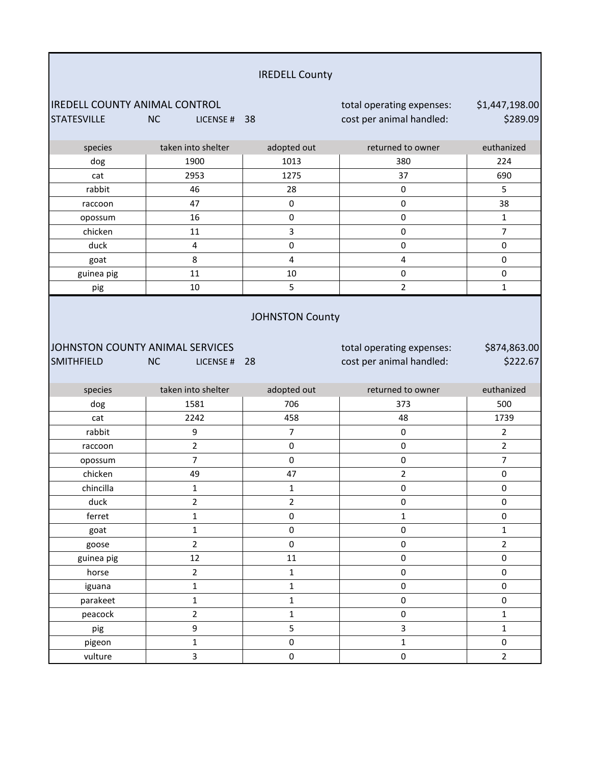## IREDELL County

IREDELL COUNTY ANIMAL CONTROL
STATESVILLE NC LICENSE # 38

total operating expenses: $1,447,198.00
cost per animal handled: $289.09

| species | taken into shelter | adopted out | returned to owner | euthanized |
|---|---|---|---|---|
| dog | 1900 | 1013 | 380 | 224 |
| cat | 2953 | 1275 | 37 | 690 |
| rabbit | 46 | 28 | 0 | 5 |
| raccoon | 47 | 0 | 0 | 38 |
| opossum | 16 | 0 | 0 | 1 |
| chicken | 11 | 3 | 0 | 7 |
| duck | 4 | 0 | 0 | 0 |
| goat | 8 | 4 | 4 | 0 |
| guinea pig | 11 | 10 | 0 | 0 |
| pig | 10 | 5 | 2 | 1 |

## JOHNSTON County

JOHNSTON COUNTY ANIMAL SERVICES
SMITHFIELD NC LICENSE # 28

total operating expenses: $874,863.00
cost per animal handled: $222.67

| species | taken into shelter | adopted out | returned to owner | euthanized |
|---|---|---|---|---|
| dog | 1581 | 706 | 373 | 500 |
| cat | 2242 | 458 | 48 | 1739 |
| rabbit | 9 | 7 | 0 | 2 |
| raccoon | 2 | 0 | 0 | 2 |
| opossum | 7 | 0 | 0 | 7 |
| chicken | 49 | 47 | 2 | 0 |
| chincilla | 1 | 1 | 0 | 0 |
| duck | 2 | 2 | 0 | 0 |
| ferret | 1 | 0 | 1 | 0 |
| goat | 1 | 0 | 0 | 1 |
| goose | 2 | 0 | 0 | 2 |
| guinea pig | 12 | 11 | 0 | 0 |
| horse | 2 | 1 | 0 | 0 |
| iguana | 1 | 1 | 0 | 0 |
| parakeet | 1 | 1 | 0 | 0 |
| peacock | 2 | 1 | 0 | 1 |
| pig | 9 | 5 | 3 | 1 |
| pigeon | 1 | 0 | 1 | 0 |
| vulture | 3 | 0 | 0 | 2 |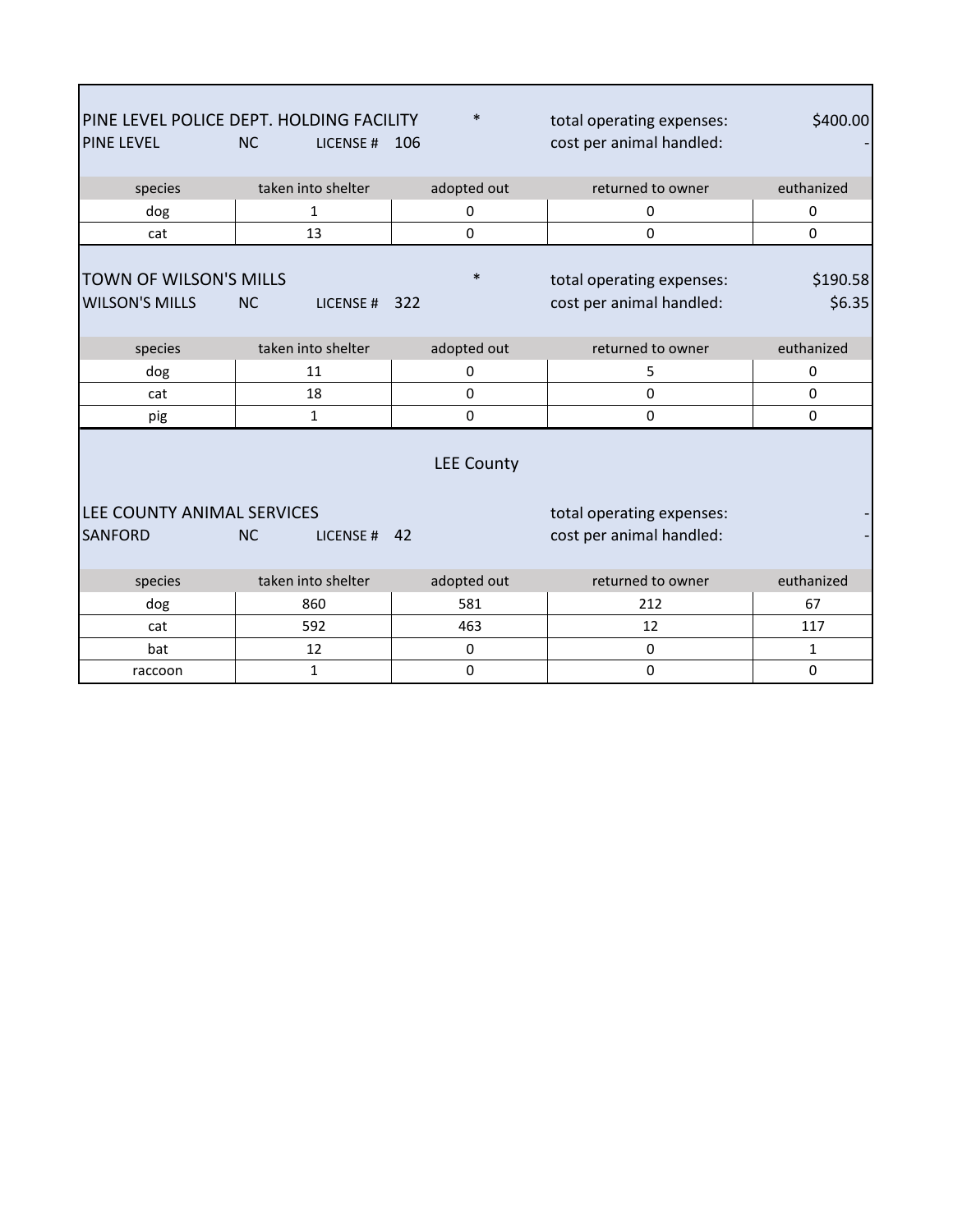PINE LEVEL POLICE DEPT. HOLDING FACILITY *
PINE LEVEL NC LICENSE # 106

total operating expenses: $400.00
cost per animal handled: -

| species | taken into shelter | adopted out | returned to owner | euthanized |
|---|---|---|---|---|
| dog | 1 | 0 | 0 | 0 |
| cat | 13 | 0 | 0 | 0 |

TOWN OF WILSON'S MILLS *
WILSON'S MILLS NC LICENSE # 322

total operating expenses: $190.58
cost per animal handled: $6.35

| species | taken into shelter | adopted out | returned to owner | euthanized |
|---|---|---|---|---|
| dog | 11 | 0 | 5 | 0 |
| cat | 18 | 0 | 0 | 0 |
| pig | 1 | 0 | 0 | 0 |

## LEE County

LEE COUNTY ANIMAL SERVICES
SANFORD NC LICENSE # 42

total operating expenses: -
cost per animal handled: -

| species | taken into shelter | adopted out | returned to owner | euthanized |
|---|---|---|---|---|
| dog | 860 | 581 | 212 | 67 |
| cat | 592 | 463 | 12 | 117 |
| bat | 12 | 0 | 0 | 1 |
| raccoon | 1 | 0 | 0 | 0 |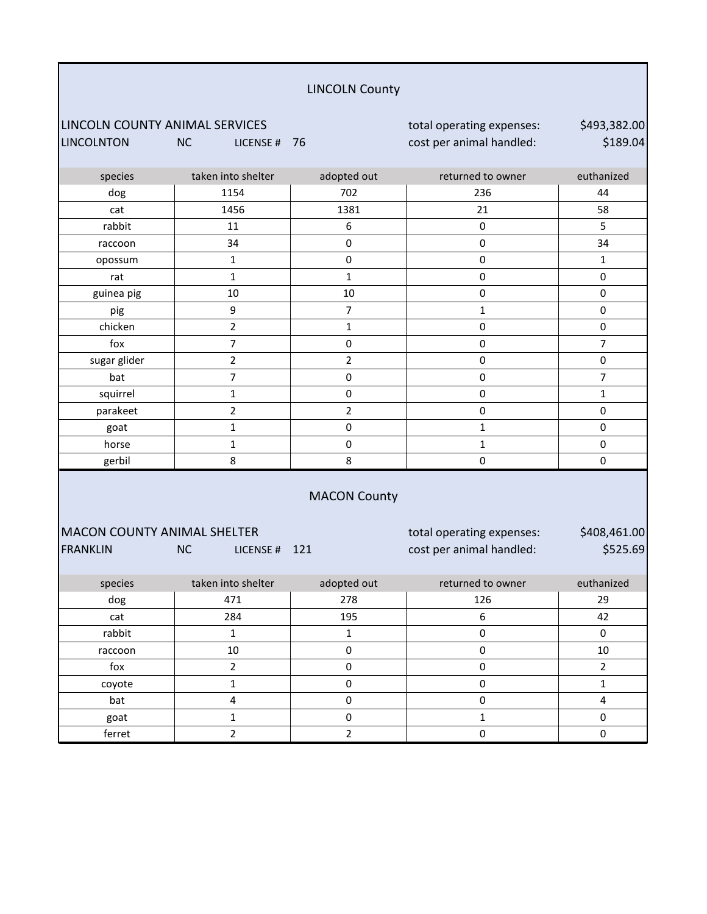## LINCOLN County

LINCOLN COUNTY ANIMAL SERVICES — total operating expenses: $493,382.00

LINCOLNTON NC LICENSE # 76 — cost per animal handled: $189.04

| species | taken into shelter | adopted out | returned to owner | euthanized |
|---|---|---|---|---|
| dog | 1154 | 702 | 236 | 44 |
| cat | 1456 | 1381 | 21 | 58 |
| rabbit | 11 | 6 | 0 | 5 |
| raccoon | 34 | 0 | 0 | 34 |
| opossum | 1 | 0 | 0 | 1 |
| rat | 1 | 1 | 0 | 0 |
| guinea pig | 10 | 10 | 0 | 0 |
| pig | 9 | 7 | 1 | 0 |
| chicken | 2 | 1 | 0 | 0 |
| fox | 7 | 0 | 0 | 7 |
| sugar glider | 2 | 2 | 0 | 0 |
| bat | 7 | 0 | 0 | 7 |
| squirrel | 1 | 0 | 0 | 1 |
| parakeet | 2 | 2 | 0 | 0 |
| goat | 1 | 0 | 1 | 0 |
| horse | 1 | 0 | 1 | 0 |
| gerbil | 8 | 8 | 0 | 0 |

## MACON County

MACON COUNTY ANIMAL SHELTER — total operating expenses: $408,461.00

FRANKLIN NC LICENSE # 121 — cost per animal handled: $525.69

| species | taken into shelter | adopted out | returned to owner | euthanized |
|---|---|---|---|---|
| dog | 471 | 278 | 126 | 29 |
| cat | 284 | 195 | 6 | 42 |
| rabbit | 1 | 1 | 0 | 0 |
| raccoon | 10 | 0 | 0 | 10 |
| fox | 2 | 0 | 0 | 2 |
| coyote | 1 | 0 | 0 | 1 |
| bat | 4 | 0 | 0 | 4 |
| goat | 1 | 0 | 1 | 0 |
| ferret | 2 | 2 | 0 | 0 |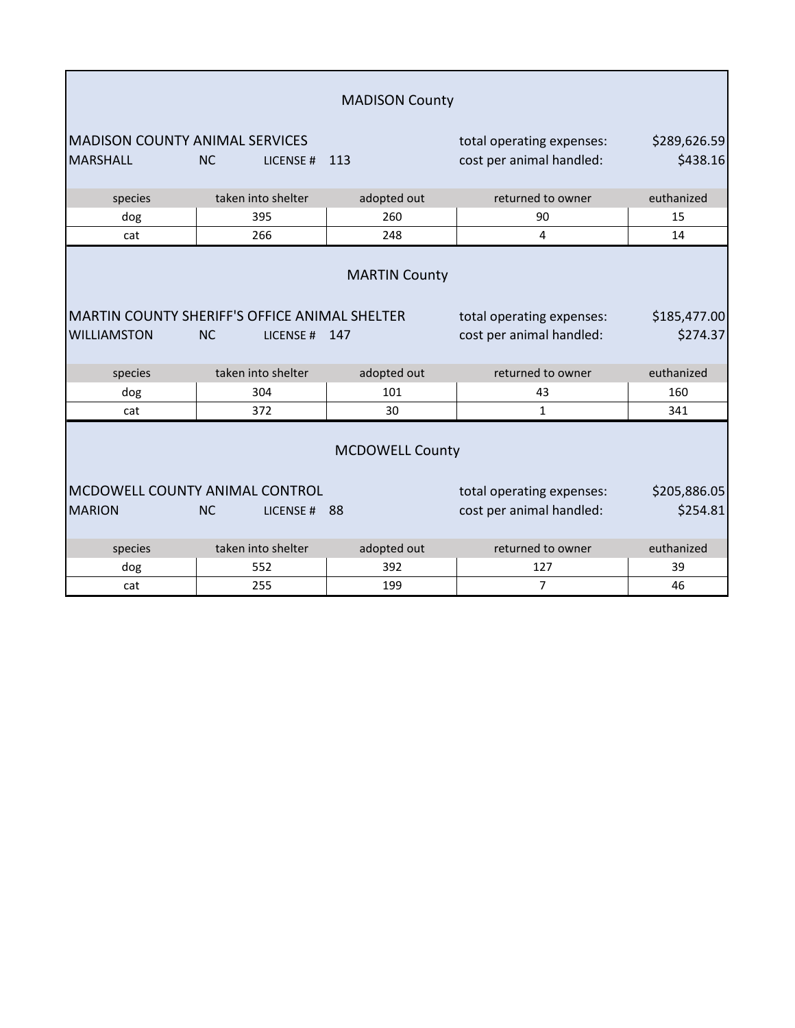## MADISON County

MADISON COUNTY ANIMAL SERVICES
MARSHALL NC LICENSE # 113

total operating expenses: $289,626.59
cost per animal handled: $438.16

| species | taken into shelter | adopted out | returned to owner | euthanized |
|---|---|---|---|---|
| dog | 395 | 260 | 90 | 15 |
| cat | 266 | 248 | 4 | 14 |

## MARTIN County

MARTIN COUNTY SHERIFF'S OFFICE ANIMAL SHELTER
WILLIAMSTON NC LICENSE # 147

total operating expenses: $185,477.00
cost per animal handled: $274.37

| species | taken into shelter | adopted out | returned to owner | euthanized |
|---|---|---|---|---|
| dog | 304 | 101 | 43 | 160 |
| cat | 372 | 30 | 1 | 341 |

## MCDOWELL County

MCDOWELL COUNTY ANIMAL CONTROL
MARION NC LICENSE # 88

total operating expenses: $205,886.05
cost per animal handled: $254.81

| species | taken into shelter | adopted out | returned to owner | euthanized |
|---|---|---|---|---|
| dog | 552 | 392 | 127 | 39 |
| cat | 255 | 199 | 7 | 46 |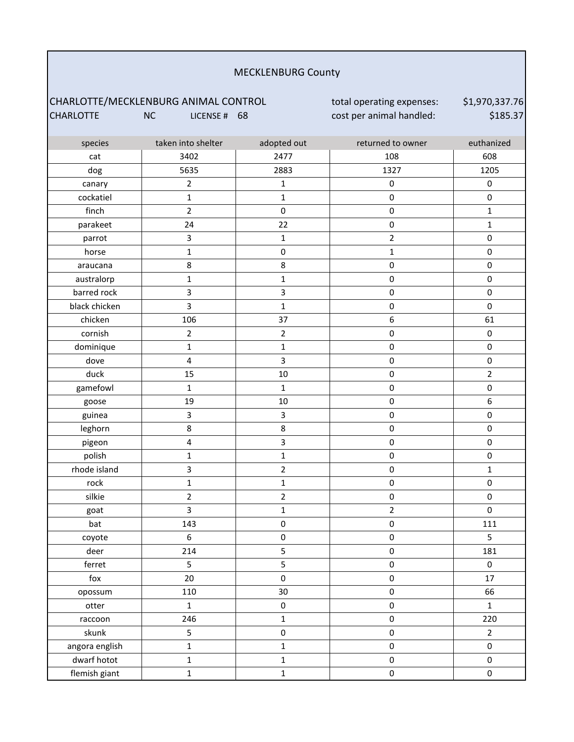MECKLENBURG County

CHARLOTTE/MECKLENBURG ANIMAL CONTROL — total operating expenses: $1,970,337.76

CHARLOTTE NC LICENSE # 68 — cost per animal handled: $185.37

| species | taken into shelter | adopted out | returned to owner | euthanized |
|---|---|---|---|---|
| cat | 3402 | 2477 | 108 | 608 |
| dog | 5635 | 2883 | 1327 | 1205 |
| canary | 2 | 1 | 0 | 0 |
| cockatiel | 1 | 1 | 0 | 0 |
| finch | 2 | 0 | 0 | 1 |
| parakeet | 24 | 22 | 0 | 1 |
| parrot | 3 | 1 | 2 | 0 |
| horse | 1 | 0 | 1 | 0 |
| araucana | 8 | 8 | 0 | 0 |
| australorp | 1 | 1 | 0 | 0 |
| barred rock | 3 | 3 | 0 | 0 |
| black chicken | 3 | 1 | 0 | 0 |
| chicken | 106 | 37 | 6 | 61 |
| cornish | 2 | 2 | 0 | 0 |
| dominique | 1 | 1 | 0 | 0 |
| dove | 4 | 3 | 0 | 0 |
| duck | 15 | 10 | 0 | 2 |
| gamefowl | 1 | 1 | 0 | 0 |
| goose | 19 | 10 | 0 | 6 |
| guinea | 3 | 3 | 0 | 0 |
| leghorn | 8 | 8 | 0 | 0 |
| pigeon | 4 | 3 | 0 | 0 |
| polish | 1 | 1 | 0 | 0 |
| rhode island | 3 | 2 | 0 | 1 |
| rock | 1 | 1 | 0 | 0 |
| silkie | 2 | 2 | 0 | 0 |
| goat | 3 | 1 | 2 | 0 |
| bat | 143 | 0 | 0 | 111 |
| coyote | 6 | 0 | 0 | 5 |
| deer | 214 | 5 | 0 | 181 |
| ferret | 5 | 5 | 0 | 0 |
| fox | 20 | 0 | 0 | 17 |
| opossum | 110 | 30 | 0 | 66 |
| otter | 1 | 0 | 0 | 1 |
| raccoon | 246 | 1 | 0 | 220 |
| skunk | 5 | 0 | 0 | 2 |
| angora english | 1 | 1 | 0 | 0 |
| dwarf hotot | 1 | 1 | 0 | 0 |
| flemish giant | 1 | 1 | 0 | 0 |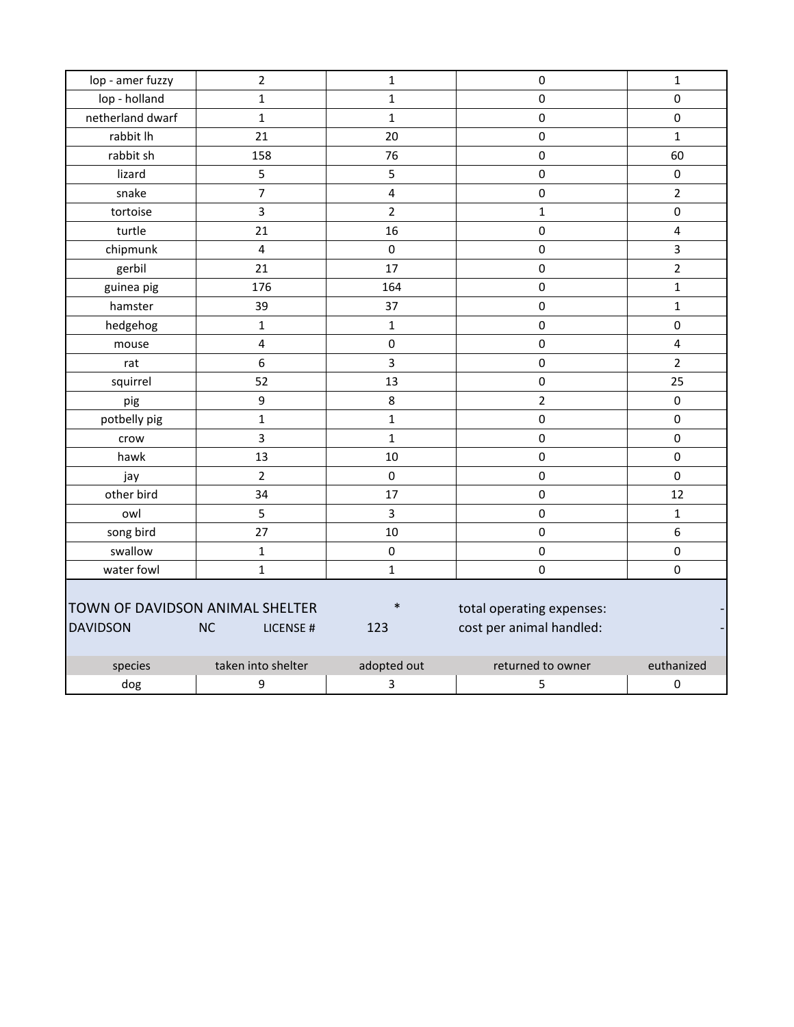| | | | | |
|---|---|---|---|---|
| lop - amer fuzzy | 2 | 1 | 0 | 1 |
| lop - holland | 1 | 1 | 0 | 0 |
| netherland dwarf | 1 | 1 | 0 | 0 |
| rabbit lh | 21 | 20 | 0 | 1 |
| rabbit sh | 158 | 76 | 0 | 60 |
| lizard | 5 | 5 | 0 | 0 |
| snake | 7 | 4 | 0 | 2 |
| tortoise | 3 | 2 | 1 | 0 |
| turtle | 21 | 16 | 0 | 4 |
| chipmunk | 4 | 0 | 0 | 3 |
| gerbil | 21 | 17 | 0 | 2 |
| guinea pig | 176 | 164 | 0 | 1 |
| hamster | 39 | 37 | 0 | 1 |
| hedgehog | 1 | 1 | 0 | 0 |
| mouse | 4 | 0 | 0 | 4 |
| rat | 6 | 3 | 0 | 2 |
| squirrel | 52 | 13 | 0 | 25 |
| pig | 9 | 8 | 2 | 0 |
| potbelly pig | 1 | 1 | 0 | 0 |
| crow | 3 | 1 | 0 | 0 |
| hawk | 13 | 10 | 0 | 0 |
| jay | 2 | 0 | 0 | 0 |
| other bird | 34 | 17 | 0 | 12 |
| owl | 5 | 3 | 0 | 1 |
| song bird | 27 | 10 | 0 | 6 |
| swallow | 1 | 0 | 0 | 0 |
| water fowl | 1 | 1 | 0 | 0 |

TOWN OF DAVIDSON ANIMAL SHELTER *

DAVIDSON NC LICENSE # 123

total operating expenses: -

cost per animal handled: -

| species | taken into shelter | adopted out | returned to owner | euthanized |
|---|---|---|---|---|
| dog | 9 | 3 | 5 | 0 |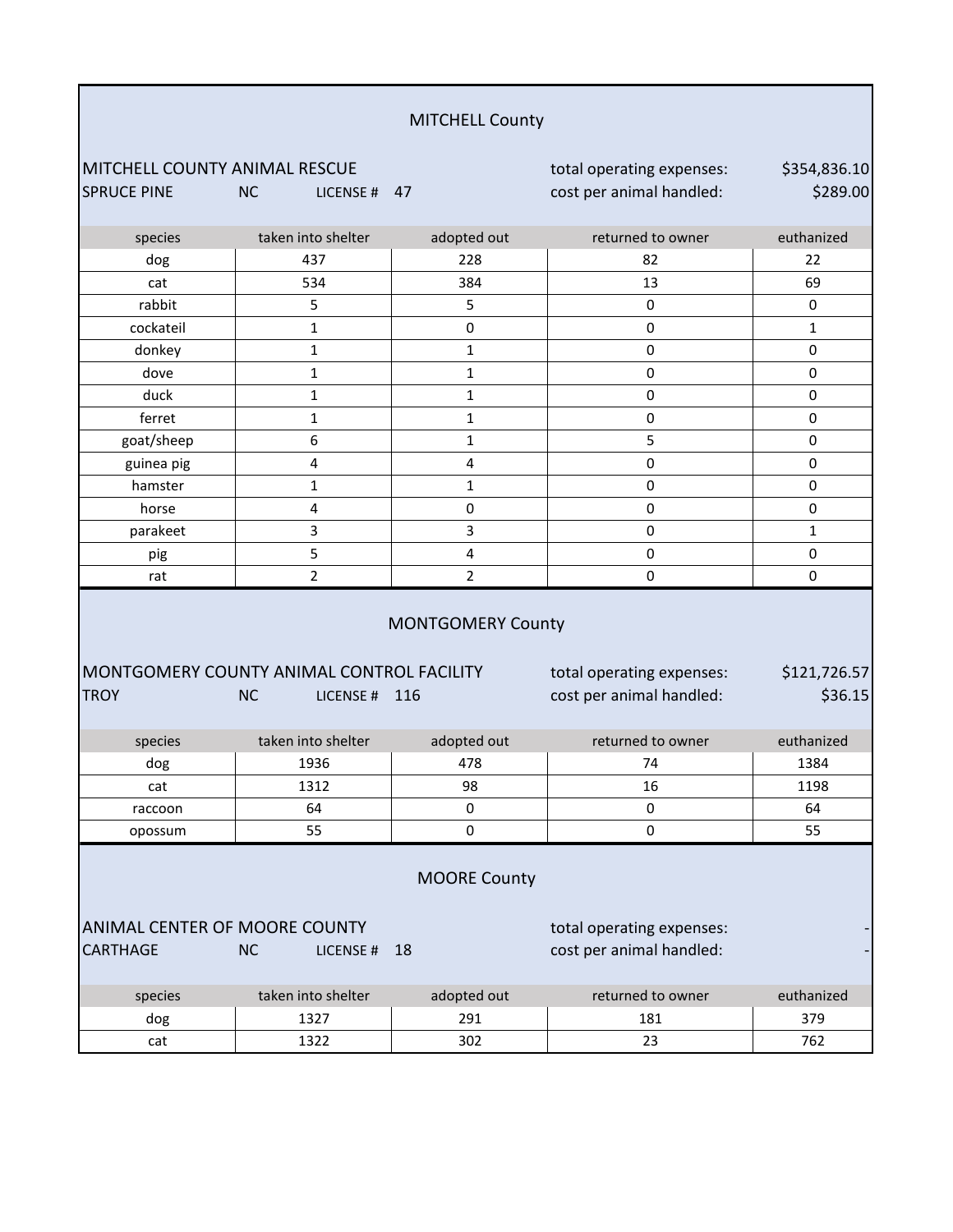## MITCHELL County

MITCHELL COUNTY ANIMAL RESCUE — total operating expenses: $354,836.10

SPRUCE PINE NC LICENSE # 47 — cost per animal handled: $289.00

| species | taken into shelter | adopted out | returned to owner | euthanized |
|---|---|---|---|---|
| dog | 437 | 228 | 82 | 22 |
| cat | 534 | 384 | 13 | 69 |
| rabbit | 5 | 5 | 0 | 0 |
| cockateil | 1 | 0 | 0 | 1 |
| donkey | 1 | 1 | 0 | 0 |
| dove | 1 | 1 | 0 | 0 |
| duck | 1 | 1 | 0 | 0 |
| ferret | 1 | 1 | 0 | 0 |
| goat/sheep | 6 | 1 | 5 | 0 |
| guinea pig | 4 | 4 | 0 | 0 |
| hamster | 1 | 1 | 0 | 0 |
| horse | 4 | 0 | 0 | 0 |
| parakeet | 3 | 3 | 0 | 1 |
| pig | 5 | 4 | 0 | 0 |
| rat | 2 | 2 | 0 | 0 |

## MONTGOMERY County

MONTGOMERY COUNTY ANIMAL CONTROL FACILITY — total operating expenses: $121,726.57

TROY NC LICENSE # 116 — cost per animal handled: $36.15

| species | taken into shelter | adopted out | returned to owner | euthanized |
|---|---|---|---|---|
| dog | 1936 | 478 | 74 | 1384 |
| cat | 1312 | 98 | 16 | 1198 |
| raccoon | 64 | 0 | 0 | 64 |
| opossum | 55 | 0 | 0 | 55 |

## MOORE County

ANIMAL CENTER OF MOORE COUNTY — total operating expenses: -

CARTHAGE NC LICENSE # 18 — cost per animal handled: -

| species | taken into shelter | adopted out | returned to owner | euthanized |
|---|---|---|---|---|
| dog | 1327 | 291 | 181 | 379 |
| cat | 1322 | 302 | 23 | 762 |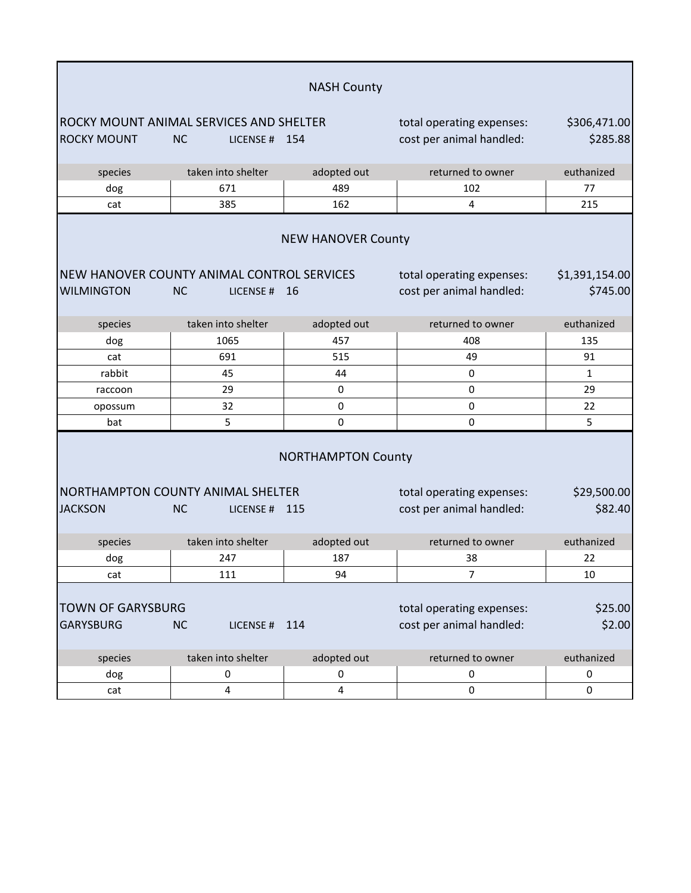## NASH County

**ROCKY MOUNT ANIMAL SERVICES AND SHELTER**
ROCKY MOUNT NC LICENSE # 154

total operating expenses: $306,471.00
cost per animal handled: $285.88

| species | taken into shelter | adopted out | returned to owner | euthanized |
|---|---|---|---|---|
| dog | 671 | 489 | 102 | 77 |
| cat | 385 | 162 | 4 | 215 |

## NEW HANOVER County

**NEW HANOVER COUNTY ANIMAL CONTROL SERVICES**
WILMINGTON NC LICENSE # 16

total operating expenses: $1,391,154.00
cost per animal handled: $745.00

| species | taken into shelter | adopted out | returned to owner | euthanized |
|---|---|---|---|---|
| dog | 1065 | 457 | 408 | 135 |
| cat | 691 | 515 | 49 | 91 |
| rabbit | 45 | 44 | 0 | 1 |
| raccoon | 29 | 0 | 0 | 29 |
| opossum | 32 | 0 | 0 | 22 |
| bat | 5 | 0 | 0 | 5 |

## NORTHAMPTON County

**NORTHAMPTON COUNTY ANIMAL SHELTER**
JACKSON NC LICENSE # 115

total operating expenses: $29,500.00
cost per animal handled: $82.40

| species | taken into shelter | adopted out | returned to owner | euthanized |
|---|---|---|---|---|
| dog | 247 | 187 | 38 | 22 |
| cat | 111 | 94 | 7 | 10 |

**TOWN OF GARYSBURG**
GARYSBURG NC LICENSE # 114

total operating expenses: $25.00
cost per animal handled: $2.00

| species | taken into shelter | adopted out | returned to owner | euthanized |
|---|---|---|---|---|
| dog | 0 | 0 | 0 | 0 |
| cat | 4 | 4 | 0 | 0 |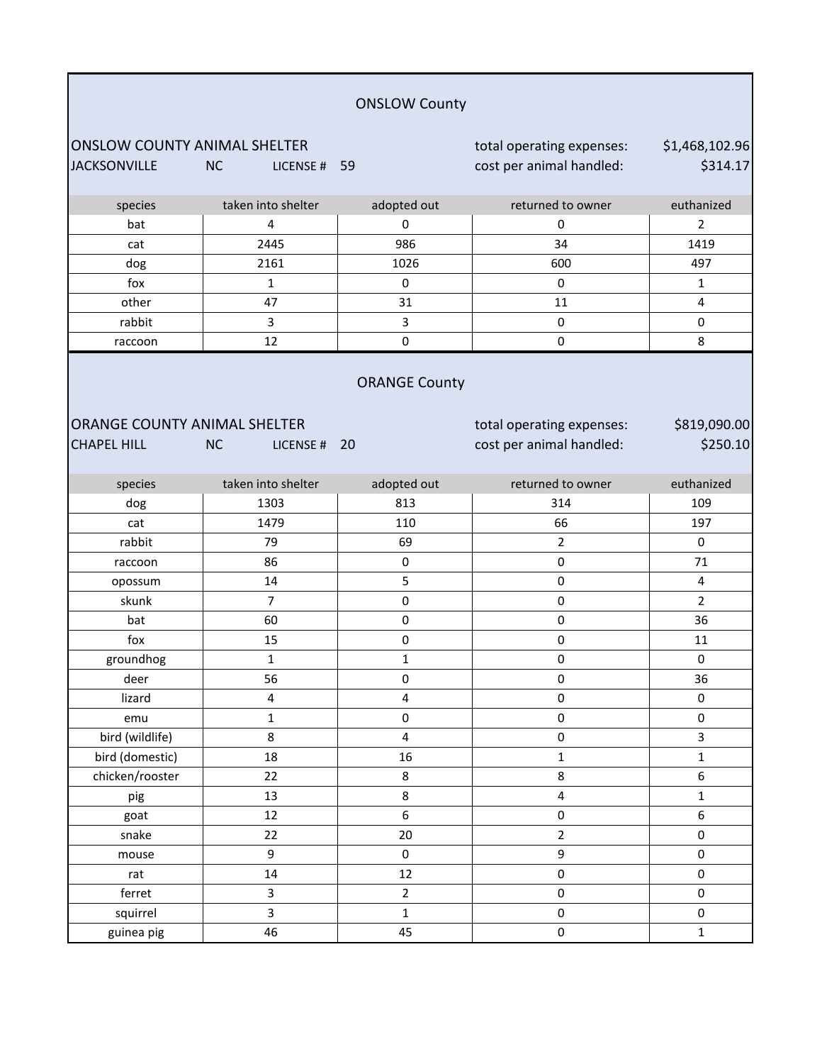## ONSLOW County

ONSLOW COUNTY ANIMAL SHELTER
JACKSONVILLE NC LICENSE # 59

total operating expenses: $1,468,102.96
cost per animal handled: $314.17

| species | taken into shelter | adopted out | returned to owner | euthanized |
|---|---|---|---|---|
| bat | 4 | 0 | 0 | 2 |
| cat | 2445 | 986 | 34 | 1419 |
| dog | 2161 | 1026 | 600 | 497 |
| fox | 1 | 0 | 0 | 1 |
| other | 47 | 31 | 11 | 4 |
| rabbit | 3 | 3 | 0 | 0 |
| raccoon | 12 | 0 | 0 | 8 |

## ORANGE County

ORANGE COUNTY ANIMAL SHELTER
CHAPEL HILL NC LICENSE # 20

total operating expenses: $819,090.00
cost per animal handled: $250.10

| species | taken into shelter | adopted out | returned to owner | euthanized |
|---|---|---|---|---|
| dog | 1303 | 813 | 314 | 109 |
| cat | 1479 | 110 | 66 | 197 |
| rabbit | 79 | 69 | 2 | 0 |
| raccoon | 86 | 0 | 0 | 71 |
| opossum | 14 | 5 | 0 | 4 |
| skunk | 7 | 0 | 0 | 2 |
| bat | 60 | 0 | 0 | 36 |
| fox | 15 | 0 | 0 | 11 |
| groundhog | 1 | 1 | 0 | 0 |
| deer | 56 | 0 | 0 | 36 |
| lizard | 4 | 4 | 0 | 0 |
| emu | 1 | 0 | 0 | 0 |
| bird (wildlife) | 8 | 4 | 0 | 3 |
| bird (domestic) | 18 | 16 | 1 | 1 |
| chicken/rooster | 22 | 8 | 8 | 6 |
| pig | 13 | 8 | 4 | 1 |
| goat | 12 | 6 | 0 | 6 |
| snake | 22 | 20 | 2 | 0 |
| mouse | 9 | 0 | 9 | 0 |
| rat | 14 | 12 | 0 | 0 |
| ferret | 3 | 2 | 0 | 0 |
| squirrel | 3 | 1 | 0 | 0 |
| guinea pig | 46 | 45 | 0 | 1 |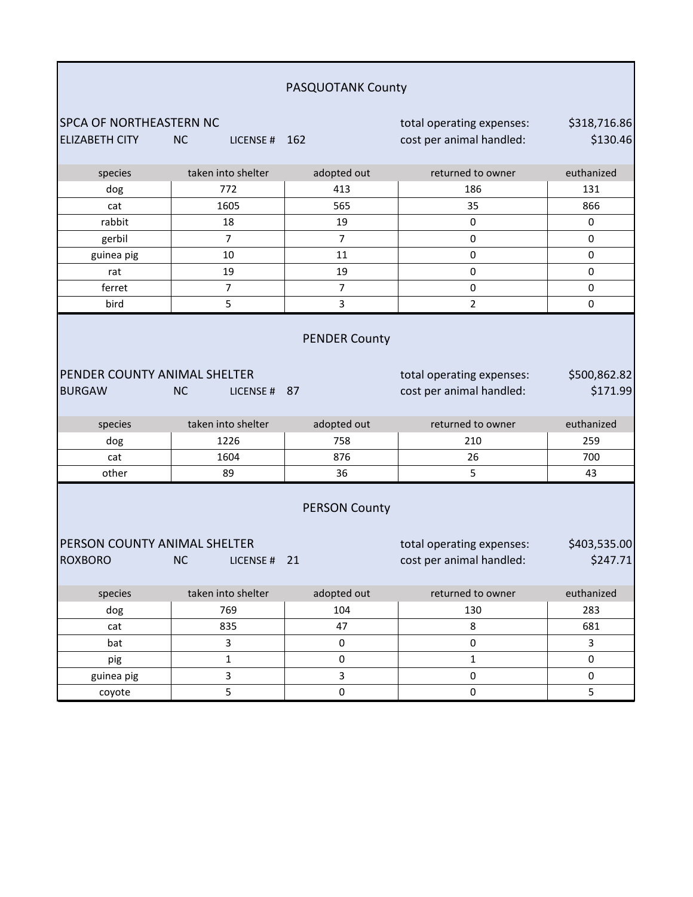## PASQUOTANK County

SPCA OF NORTHEASTERN NC
ELIZABETH CITY NC LICENSE # 162

total operating expenses: $318,716.86
cost per animal handled: $130.46

| species | taken into shelter | adopted out | returned to owner | euthanized |
|---|---|---|---|---|
| dog | 772 | 413 | 186 | 131 |
| cat | 1605 | 565 | 35 | 866 |
| rabbit | 18 | 19 | 0 | 0 |
| gerbil | 7 | 7 | 0 | 0 |
| guinea pig | 10 | 11 | 0 | 0 |
| rat | 19 | 19 | 0 | 0 |
| ferret | 7 | 7 | 0 | 0 |
| bird | 5 | 3 | 2 | 0 |

## PENDER County

PENDER COUNTY ANIMAL SHELTER
BURGAW NC LICENSE # 87

total operating expenses: $500,862.82
cost per animal handled: $171.99

| species | taken into shelter | adopted out | returned to owner | euthanized |
|---|---|---|---|---|
| dog | 1226 | 758 | 210 | 259 |
| cat | 1604 | 876 | 26 | 700 |
| other | 89 | 36 | 5 | 43 |

## PERSON County

PERSON COUNTY ANIMAL SHELTER
ROXBORO NC LICENSE # 21

total operating expenses: $403,535.00
cost per animal handled: $247.71

| species | taken into shelter | adopted out | returned to owner | euthanized |
|---|---|---|---|---|
| dog | 769 | 104 | 130 | 283 |
| cat | 835 | 47 | 8 | 681 |
| bat | 3 | 0 | 0 | 3 |
| pig | 1 | 0 | 1 | 0 |
| guinea pig | 3 | 3 | 0 | 0 |
| coyote | 5 | 0 | 0 | 5 |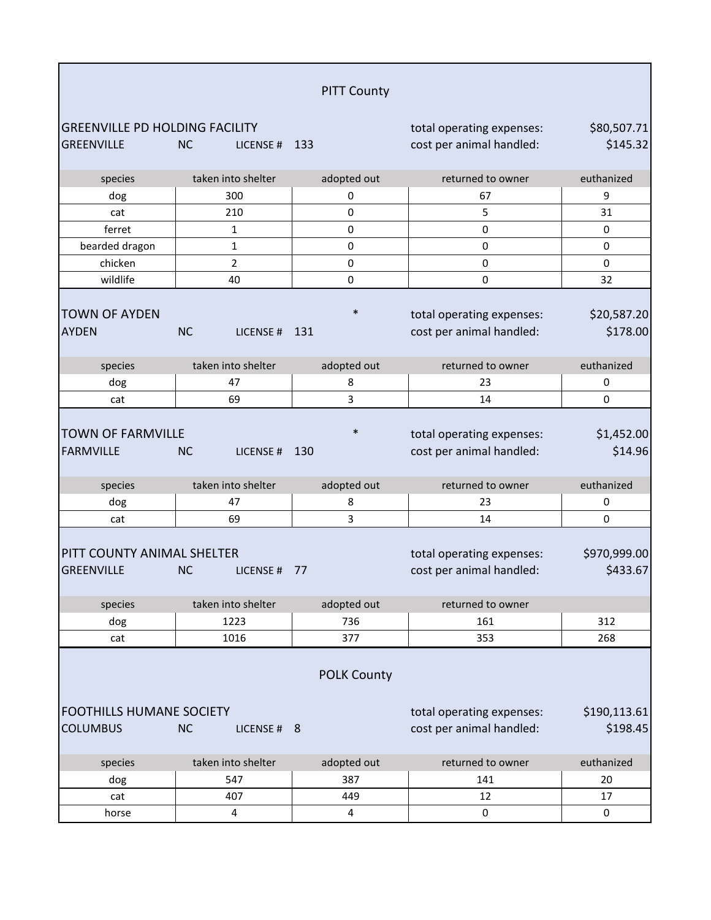## PITT County

### GREENVILLE PD HOLDING FACILITY

GREENVILLE NC LICENSE # 133

total operating expenses: $80,507.71
cost per animal handled: $145.32

| species | taken into shelter | adopted out | returned to owner | euthanized |
|---|---|---|---|---|
| dog | 300 | 0 | 67 | 9 |
| cat | 210 | 0 | 5 | 31 |
| ferret | 1 | 0 | 0 | 0 |
| bearded dragon | 1 | 0 | 0 | 0 |
| chicken | 2 | 0 | 0 | 0 |
| wildlife | 40 | 0 | 0 | 32 |

### TOWN OF AYDEN *

AYDEN NC LICENSE # 131

total operating expenses: $20,587.20
cost per animal handled: $178.00

| species | taken into shelter | adopted out | returned to owner | euthanized |
|---|---|---|---|---|
| dog | 47 | 8 | 23 | 0 |
| cat | 69 | 3 | 14 | 0 |

### TOWN OF FARMVILLE *

FARMVILLE NC LICENSE # 130

total operating expenses: $1,452.00
cost per animal handled: $14.96

| species | taken into shelter | adopted out | returned to owner | euthanized |
|---|---|---|---|---|
| dog | 47 | 8 | 23 | 0 |
| cat | 69 | 3 | 14 | 0 |

### PITT COUNTY ANIMAL SHELTER

GREENVILLE NC LICENSE # 77

total operating expenses: $970,999.00
cost per animal handled: $433.67

| species | taken into shelter | adopted out | returned to owner | |
|---|---|---|---|---|
| dog | 1223 | 736 | 161 | 312 |
| cat | 1016 | 377 | 353 | 268 |

## POLK County

### FOOTHILLS HUMANE SOCIETY

COLUMBUS NC LICENSE # 8

total operating expenses: $190,113.61
cost per animal handled: $198.45

| species | taken into shelter | adopted out | returned to owner | euthanized |
|---|---|---|---|---|
| dog | 547 | 387 | 141 | 20 |
| cat | 407 | 449 | 12 | 17 |
| horse | 4 | 4 | 0 | 0 |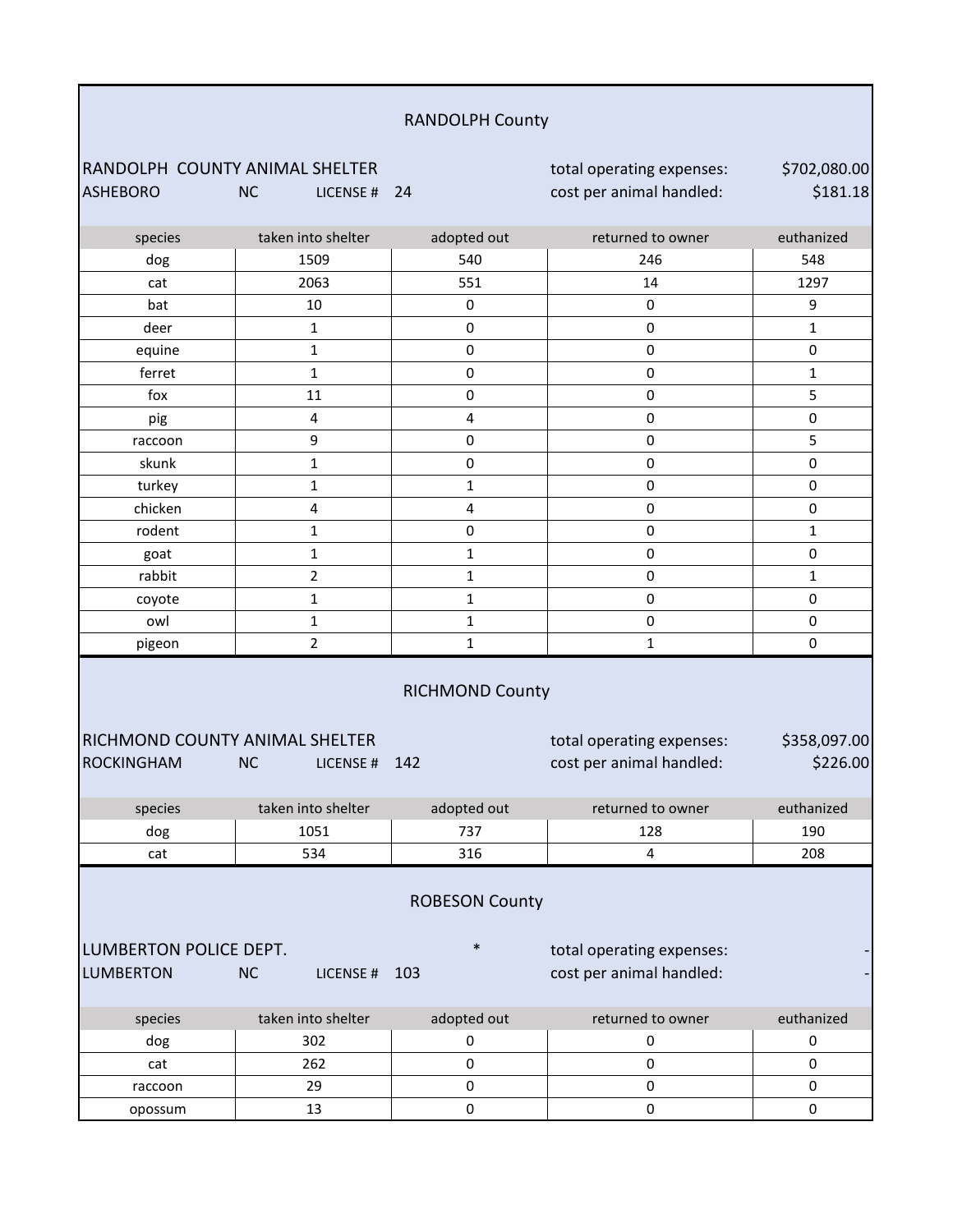## RANDOLPH County

RANDOLPH COUNTY ANIMAL SHELTER — total operating expenses: $702,080.00

ASHEBORO NC LICENSE # 24 — cost per animal handled: $181.18

| species | taken into shelter | adopted out | returned to owner | euthanized |
|---|---|---|---|---|
| dog | 1509 | 540 | 246 | 548 |
| cat | 2063 | 551 | 14 | 1297 |
| bat | 10 | 0 | 0 | 9 |
| deer | 1 | 0 | 0 | 1 |
| equine | 1 | 0 | 0 | 0 |
| ferret | 1 | 0 | 0 | 1 |
| fox | 11 | 0 | 0 | 5 |
| pig | 4 | 4 | 0 | 0 |
| raccoon | 9 | 0 | 0 | 5 |
| skunk | 1 | 0 | 0 | 0 |
| turkey | 1 | 1 | 0 | 0 |
| chicken | 4 | 4 | 0 | 0 |
| rodent | 1 | 0 | 0 | 1 |
| goat | 1 | 1 | 0 | 0 |
| rabbit | 2 | 1 | 0 | 1 |
| coyote | 1 | 1 | 0 | 0 |
| owl | 1 | 1 | 0 | 0 |
| pigeon | 2 | 1 | 1 | 0 |

## RICHMOND County

RICHMOND COUNTY ANIMAL SHELTER — total operating expenses: $358,097.00

ROCKINGHAM NC LICENSE # 142 — cost per animal handled: $226.00

| species | taken into shelter | adopted out | returned to owner | euthanized |
|---|---|---|---|---|
| dog | 1051 | 737 | 128 | 190 |
| cat | 534 | 316 | 4 | 208 |

## ROBESON County

LUMBERTON POLICE DEPT. * — total operating expenses: -

LUMBERTON NC LICENSE # 103 — cost per animal handled: -

| species | taken into shelter | adopted out | returned to owner | euthanized |
|---|---|---|---|---|
| dog | 302 | 0 | 0 | 0 |
| cat | 262 | 0 | 0 | 0 |
| raccoon | 29 | 0 | 0 | 0 |
| opossum | 13 | 0 | 0 | 0 |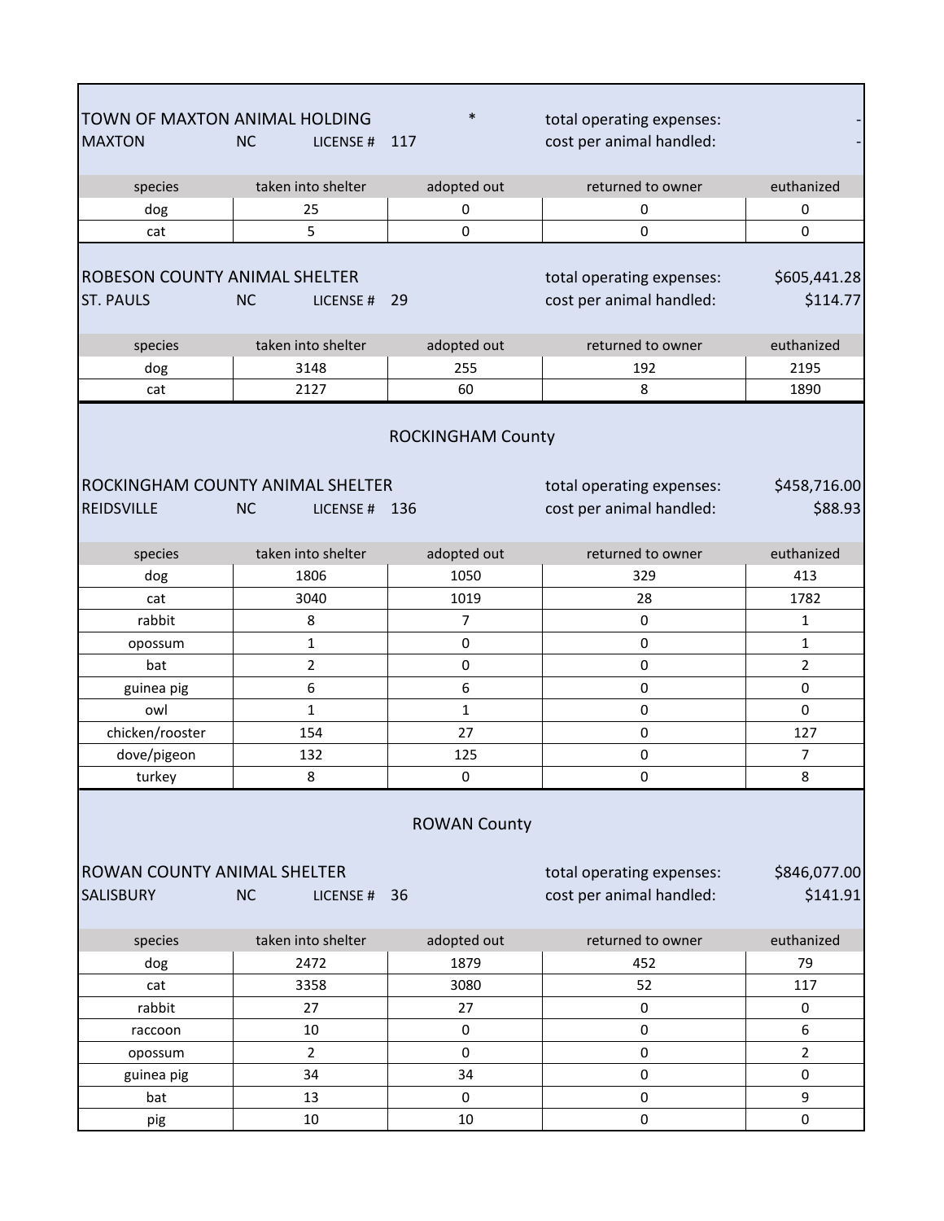TOWN OF MAXTON ANIMAL HOLDING *
MAXTON NC LICENSE # 117

total operating expenses: -
cost per animal handled: -

| species | taken into shelter | adopted out | returned to owner | euthanized |
|---|---|---|---|---|
| dog | 25 | 0 | 0 | 0 |
| cat | 5 | 0 | 0 | 0 |

ROBESON COUNTY ANIMAL SHELTER
ST. PAULS NC LICENSE # 29

total operating expenses: $605,441.28
cost per animal handled: $114.77

| species | taken into shelter | adopted out | returned to owner | euthanized |
|---|---|---|---|---|
| dog | 3148 | 255 | 192 | 2195 |
| cat | 2127 | 60 | 8 | 1890 |

## ROCKINGHAM County

ROCKINGHAM COUNTY ANIMAL SHELTER
REIDSVILLE NC LICENSE # 136

total operating expenses: $458,716.00
cost per animal handled: $88.93

| species | taken into shelter | adopted out | returned to owner | euthanized |
|---|---|---|---|---|
| dog | 1806 | 1050 | 329 | 413 |
| cat | 3040 | 1019 | 28 | 1782 |
| rabbit | 8 | 7 | 0 | 1 |
| opossum | 1 | 0 | 0 | 1 |
| bat | 2 | 0 | 0 | 2 |
| guinea pig | 6 | 6 | 0 | 0 |
| owl | 1 | 1 | 0 | 0 |
| chicken/rooster | 154 | 27 | 0 | 127 |
| dove/pigeon | 132 | 125 | 0 | 7 |
| turkey | 8 | 0 | 0 | 8 |

## ROWAN County

ROWAN COUNTY ANIMAL SHELTER
SALISBURY NC LICENSE # 36

total operating expenses: $846,077.00
cost per animal handled: $141.91

| species | taken into shelter | adopted out | returned to owner | euthanized |
|---|---|---|---|---|
| dog | 2472 | 1879 | 452 | 79 |
| cat | 3358 | 3080 | 52 | 117 |
| rabbit | 27 | 27 | 0 | 0 |
| raccoon | 10 | 0 | 0 | 6 |
| opossum | 2 | 0 | 0 | 2 |
| guinea pig | 34 | 34 | 0 | 0 |
| bat | 13 | 0 | 0 | 9 |
| pig | 10 | 10 | 0 | 0 |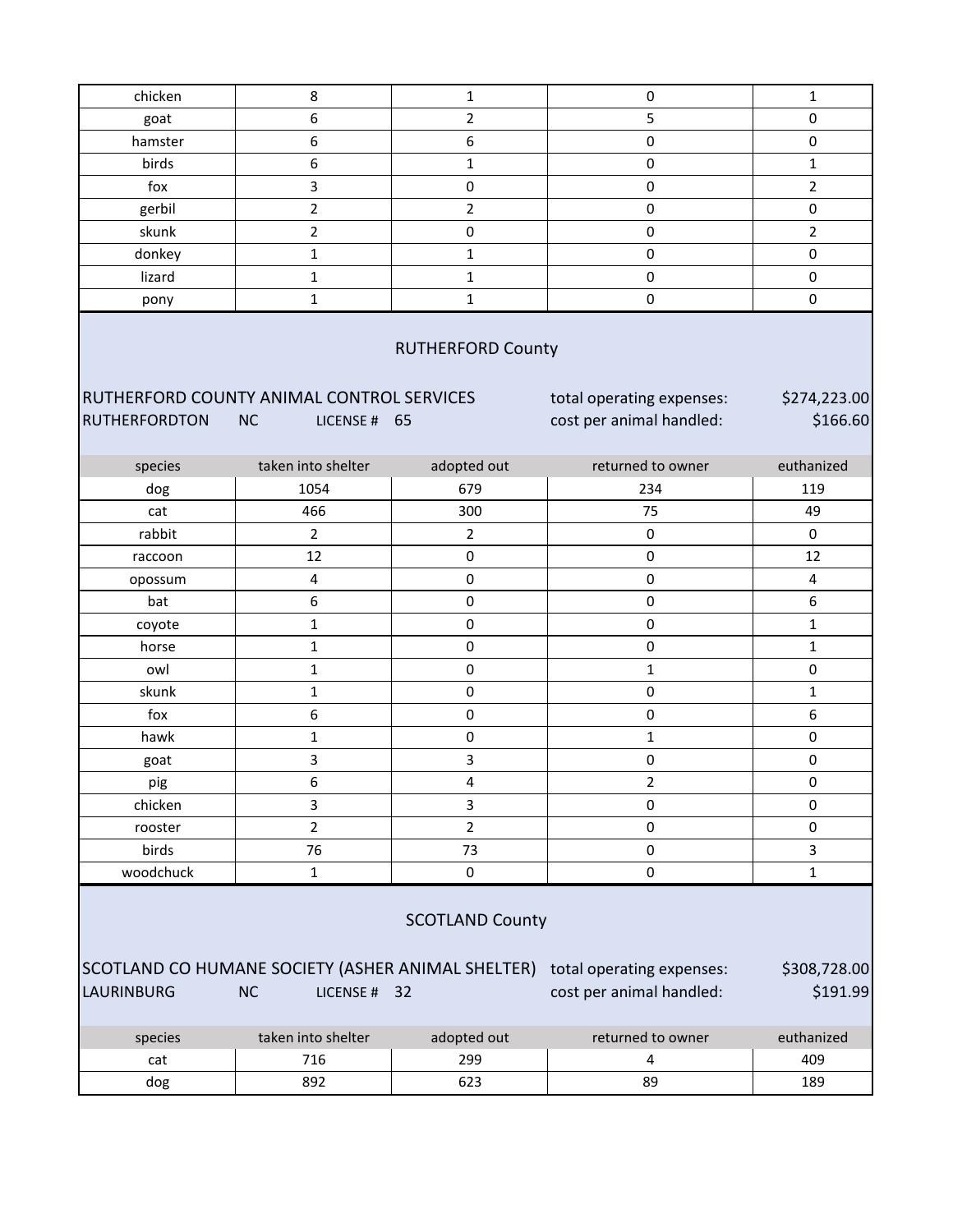| chicken | 8 | 1 | 0 | 1 |
|---|---|---|---|---|
| goat | 6 | 2 | 5 | 0 |
| hamster | 6 | 6 | 0 | 0 |
| birds | 6 | 1 | 0 | 1 |
| fox | 3 | 0 | 0 | 2 |
| gerbil | 2 | 2 | 0 | 0 |
| skunk | 2 | 0 | 0 | 2 |
| donkey | 1 | 1 | 0 | 0 |
| lizard | 1 | 1 | 0 | 0 |
| pony | 1 | 1 | 0 | 0 |

## RUTHERFORD County

RUTHERFORD COUNTY ANIMAL CONTROL SERVICES
RUTHERFORDTON NC LICENSE # 65

total operating expenses: $274,223.00
cost per animal handled: $166.60

| species | taken into shelter | adopted out | returned to owner | euthanized |
|---|---|---|---|---|
| dog | 1054 | 679 | 234 | 119 |
| cat | 466 | 300 | 75 | 49 |
| rabbit | 2 | 2 | 0 | 0 |
| raccoon | 12 | 0 | 0 | 12 |
| opossum | 4 | 0 | 0 | 4 |
| bat | 6 | 0 | 0 | 6 |
| coyote | 1 | 0 | 0 | 1 |
| horse | 1 | 0 | 0 | 1 |
| owl | 1 | 0 | 1 | 0 |
| skunk | 1 | 0 | 0 | 1 |
| fox | 6 | 0 | 0 | 6 |
| hawk | 1 | 0 | 1 | 0 |
| goat | 3 | 3 | 0 | 0 |
| pig | 6 | 4 | 2 | 0 |
| chicken | 3 | 3 | 0 | 0 |
| rooster | 2 | 2 | 0 | 0 |
| birds | 76 | 73 | 0 | 3 |
| woodchuck | 1 | 0 | 0 | 1 |

## SCOTLAND County

SCOTLAND CO HUMANE SOCIETY (ASHER ANIMAL SHELTER)
LAURINBURG NC LICENSE # 32

total operating expenses: $308,728.00
cost per animal handled: $191.99

| species | taken into shelter | adopted out | returned to owner | euthanized |
|---|---|---|---|---|
| cat | 716 | 299 | 4 | 409 |
| dog | 892 | 623 | 89 | 189 |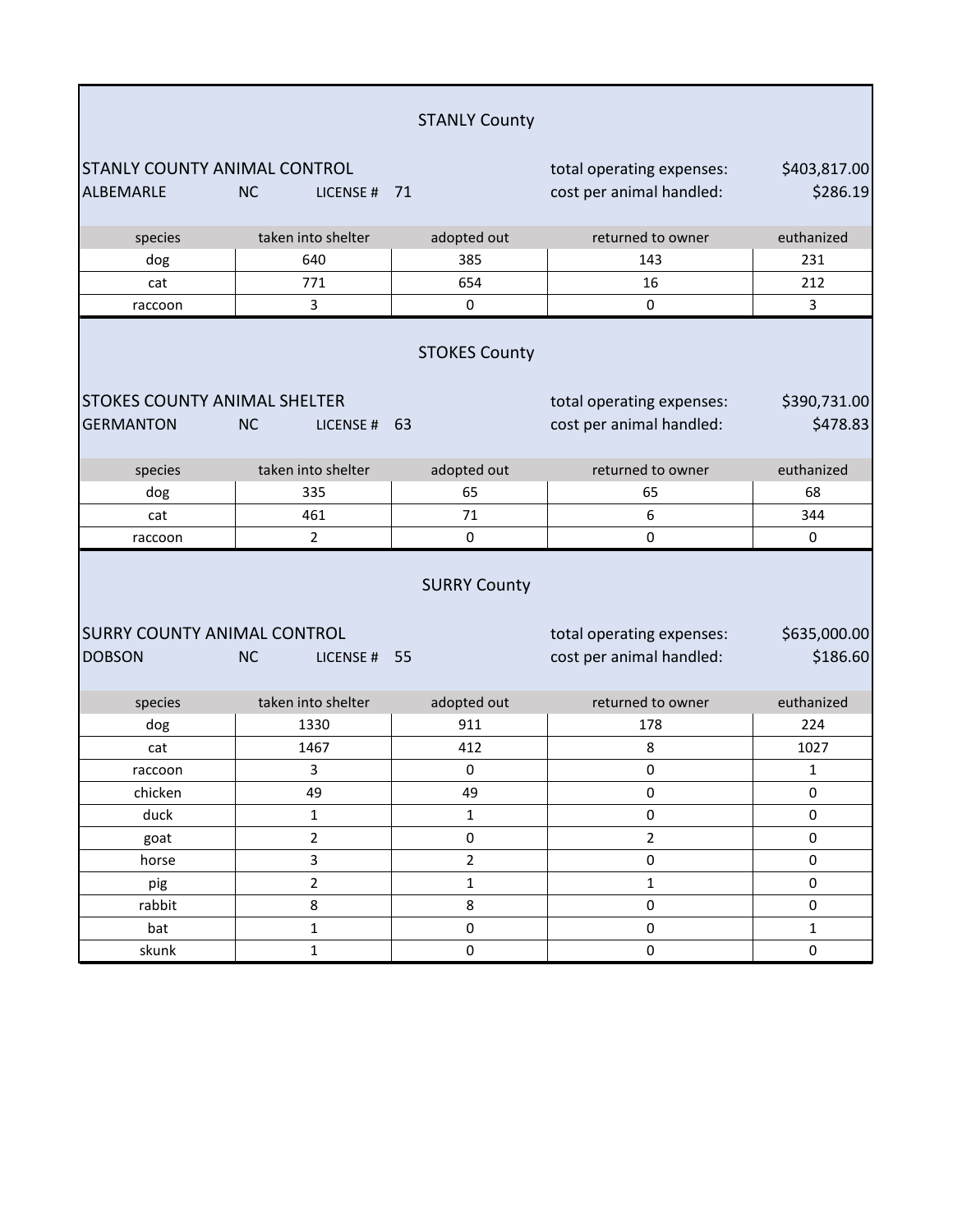## STANLY County

**STANLY COUNTY ANIMAL CONTROL**
ALBEMARLE NC LICENSE # 71

total operating expenses: $403,817.00
cost per animal handled: $286.19

| species | taken into shelter | adopted out | returned to owner | euthanized |
|---|---|---|---|---|
| dog | 640 | 385 | 143 | 231 |
| cat | 771 | 654 | 16 | 212 |
| raccoon | 3 | 0 | 0 | 3 |

## STOKES County

**STOKES COUNTY ANIMAL SHELTER**
GERMANTON NC LICENSE # 63

total operating expenses: $390,731.00
cost per animal handled: $478.83

| species | taken into shelter | adopted out | returned to owner | euthanized |
|---|---|---|---|---|
| dog | 335 | 65 | 65 | 68 |
| cat | 461 | 71 | 6 | 344 |
| raccoon | 2 | 0 | 0 | 0 |

## SURRY County

**SURRY COUNTY ANIMAL CONTROL**
DOBSON NC LICENSE # 55

total operating expenses: $635,000.00
cost per animal handled: $186.60

| species | taken into shelter | adopted out | returned to owner | euthanized |
|---|---|---|---|---|
| dog | 1330 | 911 | 178 | 224 |
| cat | 1467 | 412 | 8 | 1027 |
| raccoon | 3 | 0 | 0 | 1 |
| chicken | 49 | 49 | 0 | 0 |
| duck | 1 | 1 | 0 | 0 |
| goat | 2 | 0 | 2 | 0 |
| horse | 3 | 2 | 0 | 0 |
| pig | 2 | 1 | 1 | 0 |
| rabbit | 8 | 8 | 0 | 0 |
| bat | 1 | 0 | 0 | 1 |
| skunk | 1 | 0 | 0 | 0 |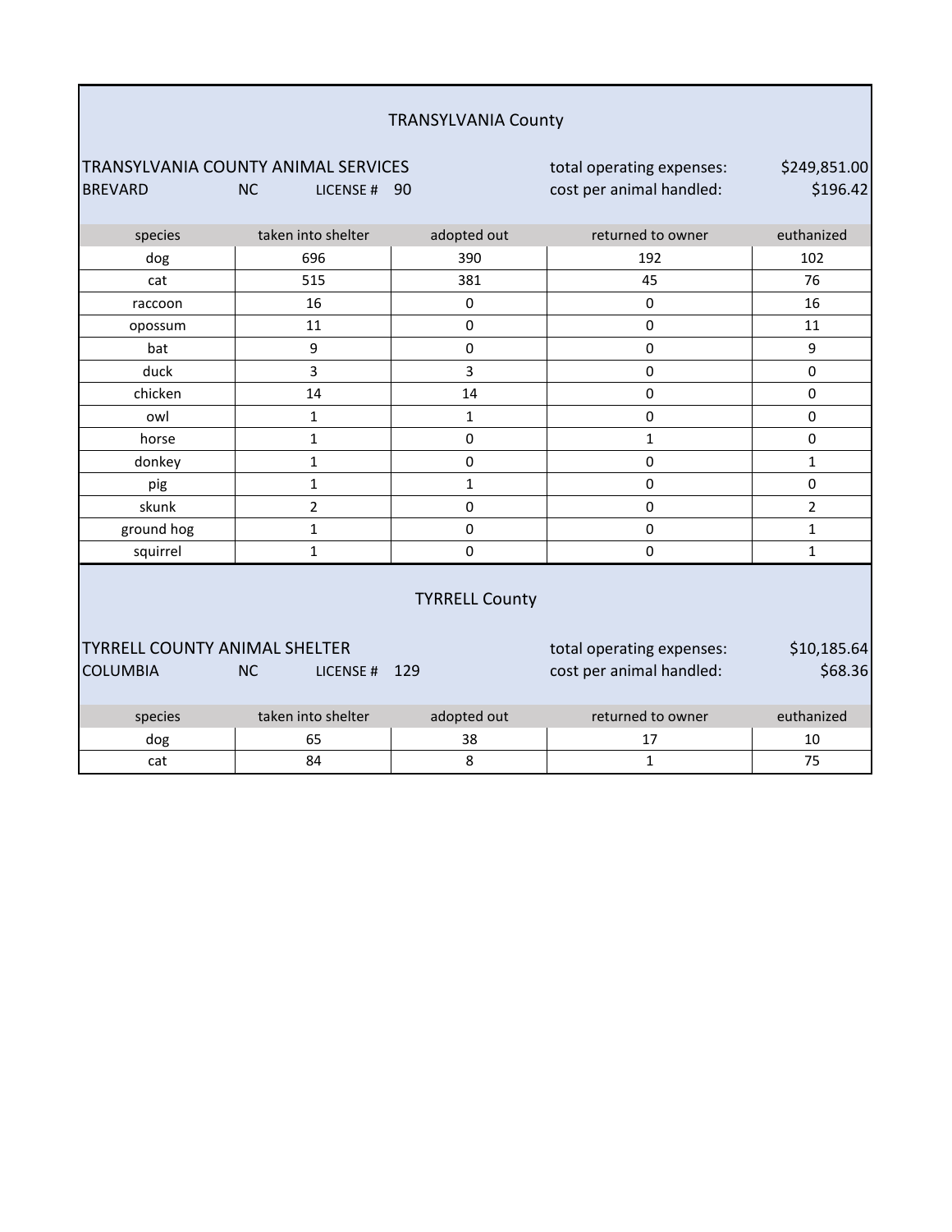## TRANSYLVANIA County

TRANSYLVANIA COUNTY ANIMAL SERVICES  
BREVARD NC LICENSE # 90

total operating expenses: $249,851.00  
cost per animal handled: $196.42

| species | taken into shelter | adopted out | returned to owner | euthanized |
|---|---|---|---|---|
| dog | 696 | 390 | 192 | 102 |
| cat | 515 | 381 | 45 | 76 |
| raccoon | 16 | 0 | 0 | 16 |
| opossum | 11 | 0 | 0 | 11 |
| bat | 9 | 0 | 0 | 9 |
| duck | 3 | 3 | 0 | 0 |
| chicken | 14 | 14 | 0 | 0 |
| owl | 1 | 1 | 0 | 0 |
| horse | 1 | 0 | 1 | 0 |
| donkey | 1 | 0 | 0 | 1 |
| pig | 1 | 1 | 0 | 0 |
| skunk | 2 | 0 | 0 | 2 |
| ground hog | 1 | 0 | 0 | 1 |
| squirrel | 1 | 0 | 0 | 1 |

## TYRRELL County

TYRRELL COUNTY ANIMAL SHELTER  
COLUMBIA NC LICENSE # 129

total operating expenses: $10,185.64  
cost per animal handled: $68.36

| species | taken into shelter | adopted out | returned to owner | euthanized |
|---|---|---|---|---|
| dog | 65 | 38 | 17 | 10 |
| cat | 84 | 8 | 1 | 75 |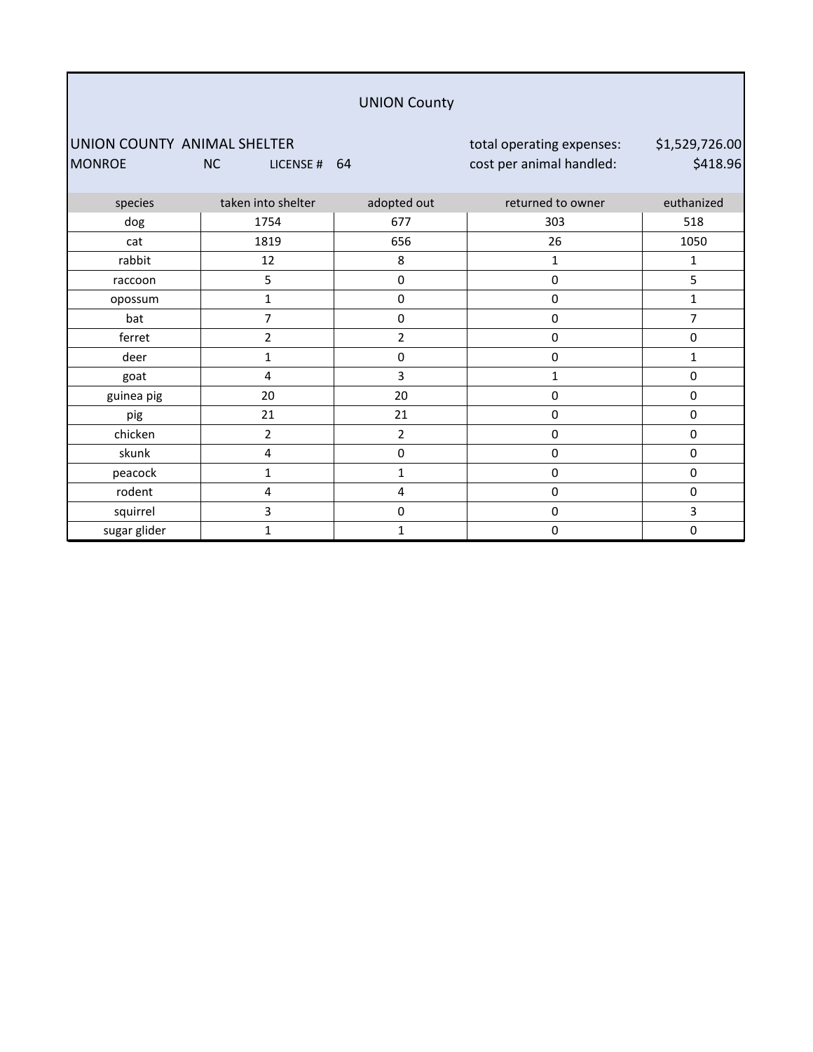## UNION County

UNION COUNTY ANIMAL SHELTER

MONROE NC LICENSE # 64

total operating expenses: $1,529,726.00

cost per animal handled: $418.96

| species | taken into shelter | adopted out | returned to owner | euthanized |
|---|---|---|---|---|
| dog | 1754 | 677 | 303 | 518 |
| cat | 1819 | 656 | 26 | 1050 |
| rabbit | 12 | 8 | 1 | 1 |
| raccoon | 5 | 0 | 0 | 5 |
| opossum | 1 | 0 | 0 | 1 |
| bat | 7 | 0 | 0 | 7 |
| ferret | 2 | 2 | 0 | 0 |
| deer | 1 | 0 | 0 | 1 |
| goat | 4 | 3 | 1 | 0 |
| guinea pig | 20 | 20 | 0 | 0 |
| pig | 21 | 21 | 0 | 0 |
| chicken | 2 | 2 | 0 | 0 |
| skunk | 4 | 0 | 0 | 0 |
| peacock | 1 | 1 | 0 | 0 |
| rodent | 4 | 4 | 0 | 0 |
| squirrel | 3 | 0 | 0 | 3 |
| sugar glider | 1 | 1 | 0 | 0 |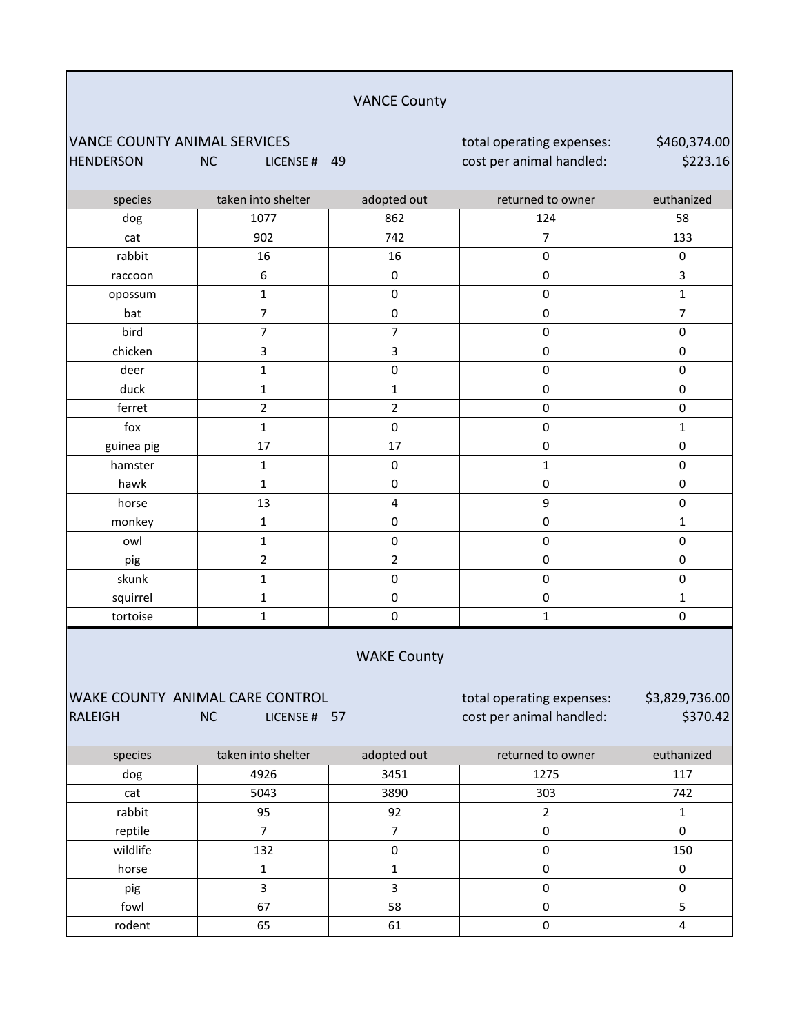## VANCE County

VANCE COUNTY ANIMAL SERVICES — total operating expenses: $460,374.00

HENDERSON NC LICENSE # 49 — cost per animal handled: $223.16

| species | taken into shelter | adopted out | returned to owner | euthanized |
|---|---|---|---|---|
| dog | 1077 | 862 | 124 | 58 |
| cat | 902 | 742 | 7 | 133 |
| rabbit | 16 | 16 | 0 | 0 |
| raccoon | 6 | 0 | 0 | 3 |
| opossum | 1 | 0 | 0 | 1 |
| bat | 7 | 0 | 0 | 7 |
| bird | 7 | 7 | 0 | 0 |
| chicken | 3 | 3 | 0 | 0 |
| deer | 1 | 0 | 0 | 0 |
| duck | 1 | 1 | 0 | 0 |
| ferret | 2 | 2 | 0 | 0 |
| fox | 1 | 0 | 0 | 1 |
| guinea pig | 17 | 17 | 0 | 0 |
| hamster | 1 | 0 | 1 | 0 |
| hawk | 1 | 0 | 0 | 0 |
| horse | 13 | 4 | 9 | 0 |
| monkey | 1 | 0 | 0 | 1 |
| owl | 1 | 0 | 0 | 0 |
| pig | 2 | 2 | 0 | 0 |
| skunk | 1 | 0 | 0 | 0 |
| squirrel | 1 | 0 | 0 | 1 |
| tortoise | 1 | 0 | 1 | 0 |

## WAKE County

WAKE COUNTY ANIMAL CARE CONTROL — total operating expenses: $3,829,736.00

RALEIGH NC LICENSE # 57 — cost per animal handled: $370.42

| species | taken into shelter | adopted out | returned to owner | euthanized |
|---|---|---|---|---|
| dog | 4926 | 3451 | 1275 | 117 |
| cat | 5043 | 3890 | 303 | 742 |
| rabbit | 95 | 92 | 2 | 1 |
| reptile | 7 | 7 | 0 | 0 |
| wildlife | 132 | 0 | 0 | 150 |
| horse | 1 | 1 | 0 | 0 |
| pig | 3 | 3 | 0 | 0 |
| fowl | 67 | 58 | 0 | 5 |
| rodent | 65 | 61 | 0 | 4 |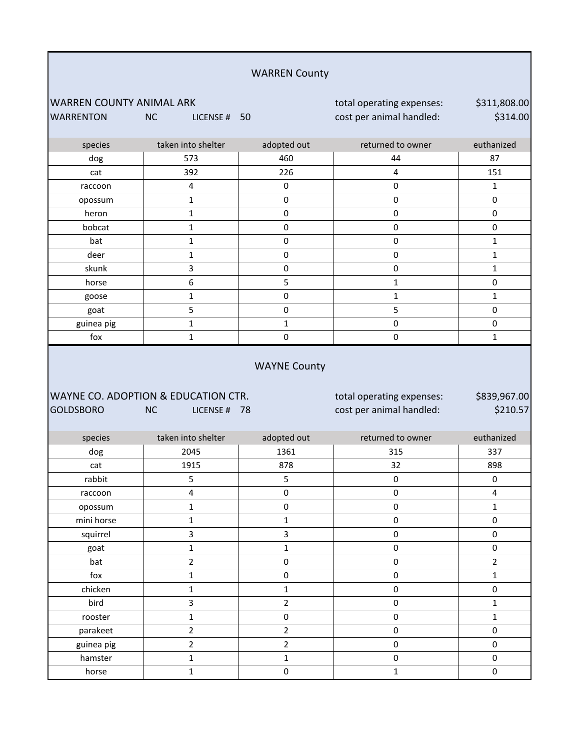## WARREN County

**WARREN COUNTY ANIMAL ARK**
WARRENTON NC LICENSE # 50

total operating expenses: $311,808.00
cost per animal handled: $314.00

| species | taken into shelter | adopted out | returned to owner | euthanized |
|---|---|---|---|---|
| dog | 573 | 460 | 44 | 87 |
| cat | 392 | 226 | 4 | 151 |
| raccoon | 4 | 0 | 0 | 1 |
| opossum | 1 | 0 | 0 | 0 |
| heron | 1 | 0 | 0 | 0 |
| bobcat | 1 | 0 | 0 | 0 |
| bat | 1 | 0 | 0 | 1 |
| deer | 1 | 0 | 0 | 1 |
| skunk | 3 | 0 | 0 | 1 |
| horse | 6 | 5 | 1 | 0 |
| goose | 1 | 0 | 1 | 1 |
| goat | 5 | 0 | 5 | 0 |
| guinea pig | 1 | 1 | 0 | 0 |
| fox | 1 | 0 | 0 | 1 |

## WAYNE County

**WAYNE CO. ADOPTION & EDUCATION CTR.**
GOLDSBORO NC LICENSE # 78

total operating expenses: $839,967.00
cost per animal handled: $210.57

| species | taken into shelter | adopted out | returned to owner | euthanized |
|---|---|---|---|---|
| dog | 2045 | 1361 | 315 | 337 |
| cat | 1915 | 878 | 32 | 898 |
| rabbit | 5 | 5 | 0 | 0 |
| raccoon | 4 | 0 | 0 | 4 |
| opossum | 1 | 0 | 0 | 1 |
| mini horse | 1 | 1 | 0 | 0 |
| squirrel | 3 | 3 | 0 | 0 |
| goat | 1 | 1 | 0 | 0 |
| bat | 2 | 0 | 0 | 2 |
| fox | 1 | 0 | 0 | 1 |
| chicken | 1 | 1 | 0 | 0 |
| bird | 3 | 2 | 0 | 1 |
| rooster | 1 | 0 | 0 | 1 |
| parakeet | 2 | 2 | 0 | 0 |
| guinea pig | 2 | 2 | 0 | 0 |
| hamster | 1 | 1 | 0 | 0 |
| horse | 1 | 0 | 1 | 0 |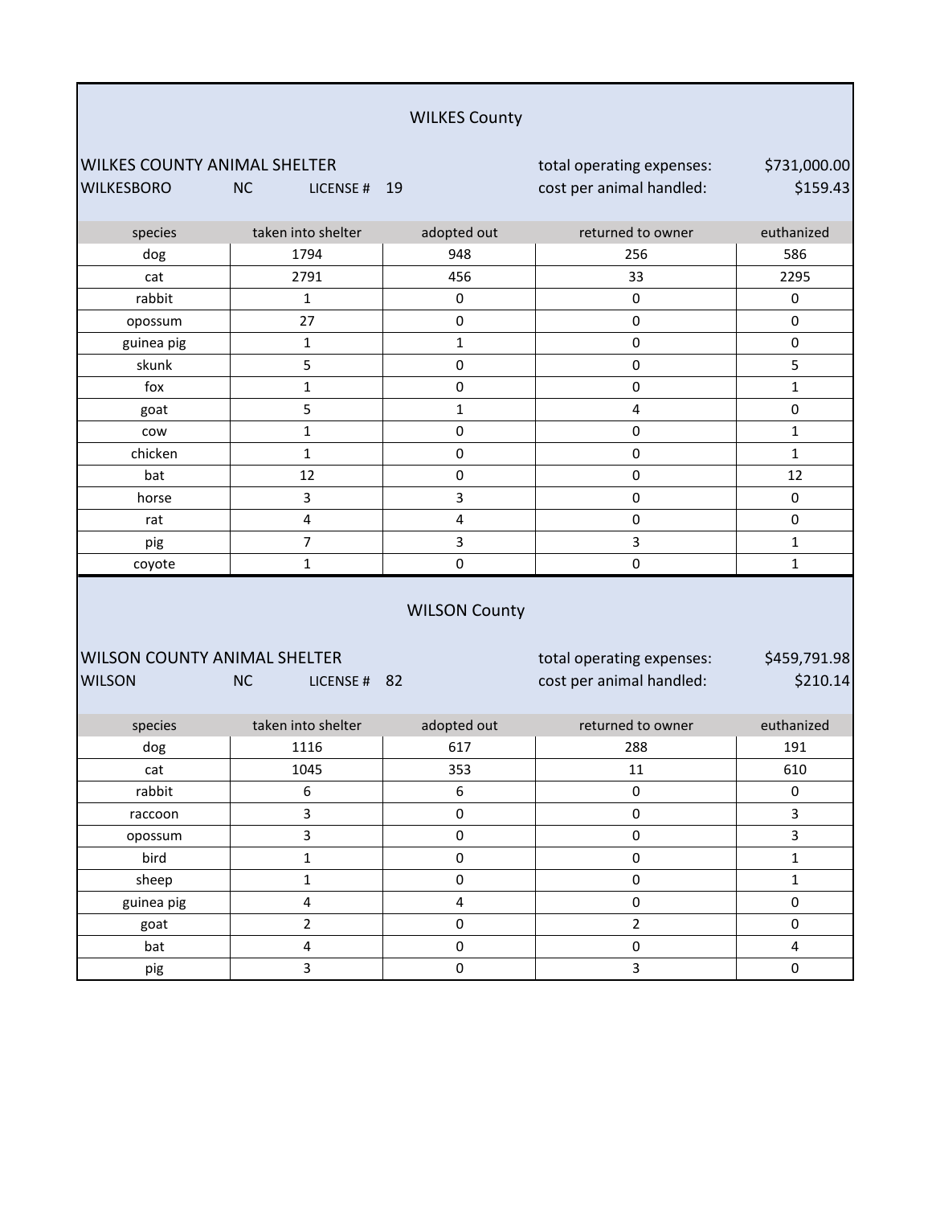## WILKES County

WILKES COUNTY ANIMAL SHELTER
WILKESBORO NC LICENSE # 19

total operating expenses: $731,000.00
cost per animal handled: $159.43

| species | taken into shelter | adopted out | returned to owner | euthanized |
|---|---|---|---|---|
| dog | 1794 | 948 | 256 | 586 |
| cat | 2791 | 456 | 33 | 2295 |
| rabbit | 1 | 0 | 0 | 0 |
| opossum | 27 | 0 | 0 | 0 |
| guinea pig | 1 | 1 | 0 | 0 |
| skunk | 5 | 0 | 0 | 5 |
| fox | 1 | 0 | 0 | 1 |
| goat | 5 | 1 | 4 | 0 |
| cow | 1 | 0 | 0 | 1 |
| chicken | 1 | 0 | 0 | 1 |
| bat | 12 | 0 | 0 | 12 |
| horse | 3 | 3 | 0 | 0 |
| rat | 4 | 4 | 0 | 0 |
| pig | 7 | 3 | 3 | 1 |
| coyote | 1 | 0 | 0 | 1 |

## WILSON County

WILSON COUNTY ANIMAL SHELTER
WILSON NC LICENSE # 82

total operating expenses: $459,791.98
cost per animal handled: $210.14

| species | taken into shelter | adopted out | returned to owner | euthanized |
|---|---|---|---|---|
| dog | 1116 | 617 | 288 | 191 |
| cat | 1045 | 353 | 11 | 610 |
| rabbit | 6 | 6 | 0 | 0 |
| raccoon | 3 | 0 | 0 | 3 |
| opossum | 3 | 0 | 0 | 3 |
| bird | 1 | 0 | 0 | 1 |
| sheep | 1 | 0 | 0 | 1 |
| guinea pig | 4 | 4 | 0 | 0 |
| goat | 2 | 0 | 2 | 0 |
| bat | 4 | 0 | 0 | 4 |
| pig | 3 | 0 | 3 | 0 |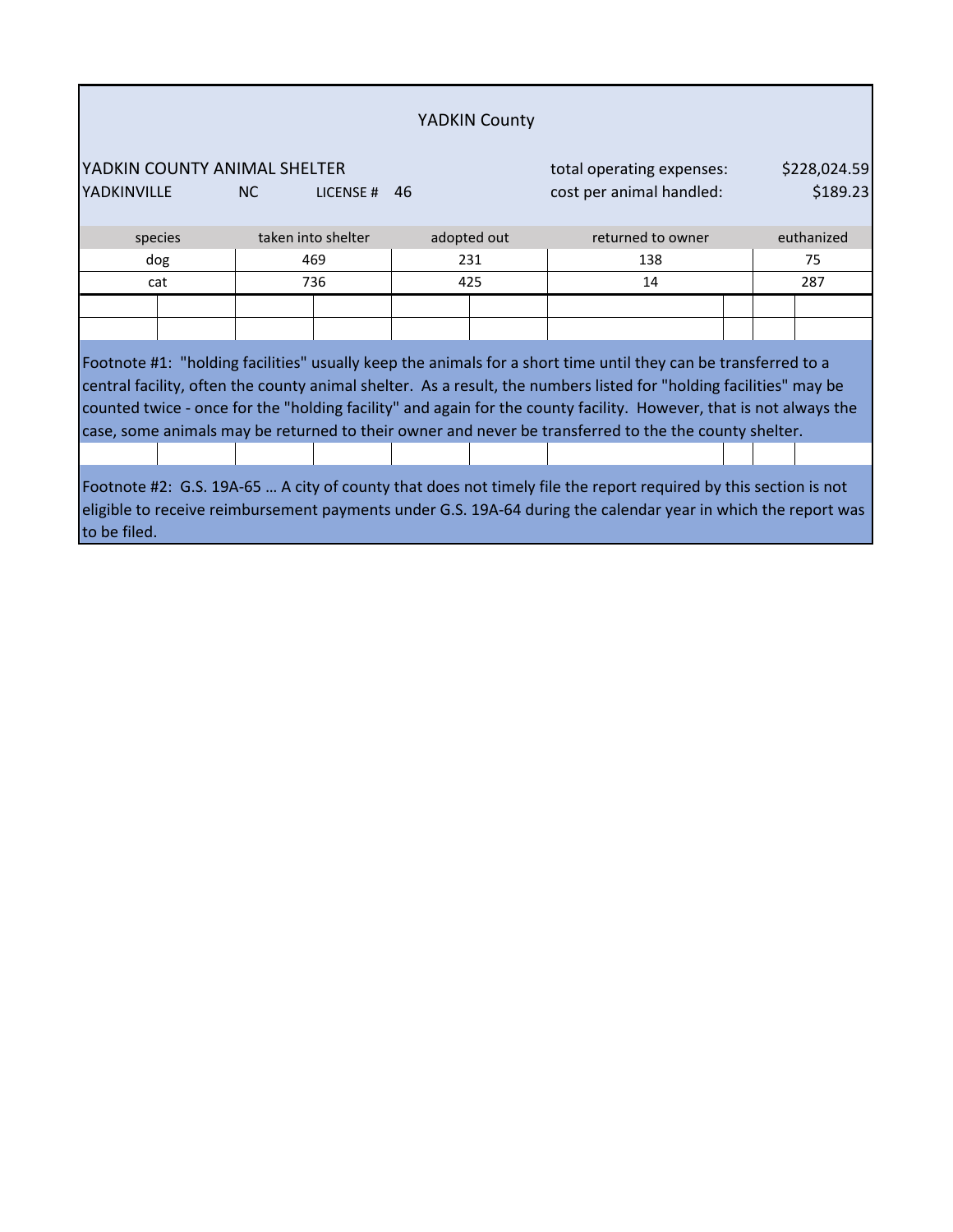# YADKIN County

YADKIN COUNTY ANIMAL SHELTER

YADKINVILLE NC LICENSE # 46

total operating expenses: $228,024.59

cost per animal handled: $189.23

| species | taken into shelter | adopted out | returned to owner | euthanized |
|---|---|---|---|---|
| dog | 469 | 231 | 138 | 75 |
| cat | 736 | 425 | 14 | 287 |

Footnote #1: "holding facilities" usually keep the animals for a short time until they can be transferred to a central facility, often the county animal shelter. As a result, the numbers listed for "holding facilities" may be counted twice - once for the "holding facility" and again for the county facility. However, that is not always the case, some animals may be returned to their owner and never be transferred to the the county shelter.

Footnote #2: G.S. 19A-65 … A city of county that does not timely file the report required by this section is not eligible to receive reimbursement payments under G.S. 19A-64 during the calendar year in which the report was to be filed.